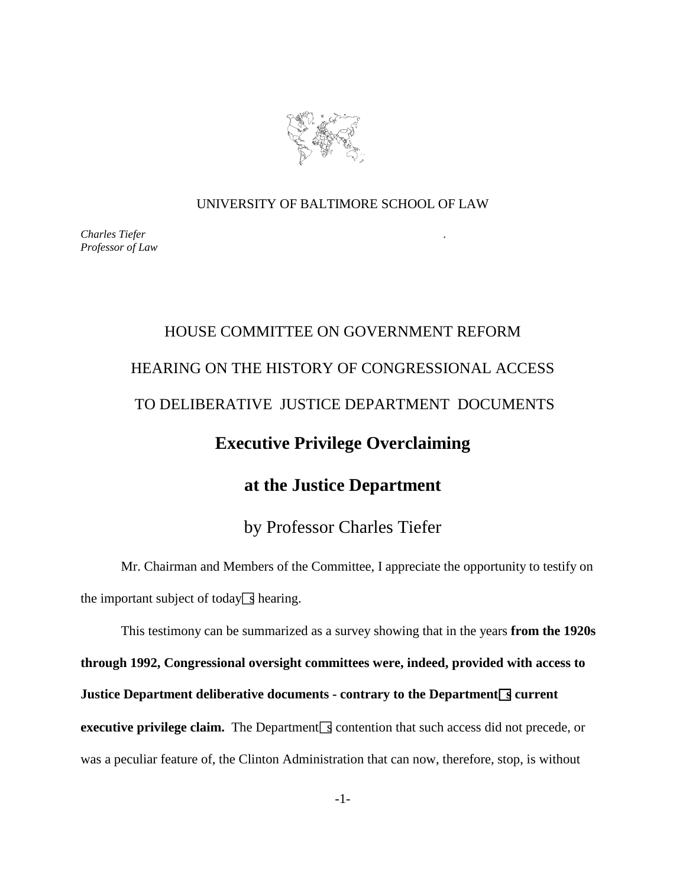UNIVERSITY OF BALTIMORE SCHOOL OF LAW

*Charles Tiefer*
*Professor of Law*

HOUSE COMMITTEE ON GOVERNMENT REFORM

HEARING ON THE HISTORY OF CONGRESSIONAL ACCESS

TO DELIBERATIVE JUSTICE DEPARTMENT DOCUMENTS

# Executive Privilege Overclaiming

# at the Justice Department

## by Professor Charles Tiefer

Mr. Chairman and Members of the Committee, I appreciate the opportunity to testify on the important subject of today's hearing.

This testimony can be summarized as a survey showing that in the years **from the 1920s through 1992, Congressional oversight committees were, indeed, provided with access to Justice Department deliberative documents - contrary to the Department's current executive privilege claim.** The Department's contention that such access did not precede, or was a peculiar feature of, the Clinton Administration that can now, therefore, stop, is without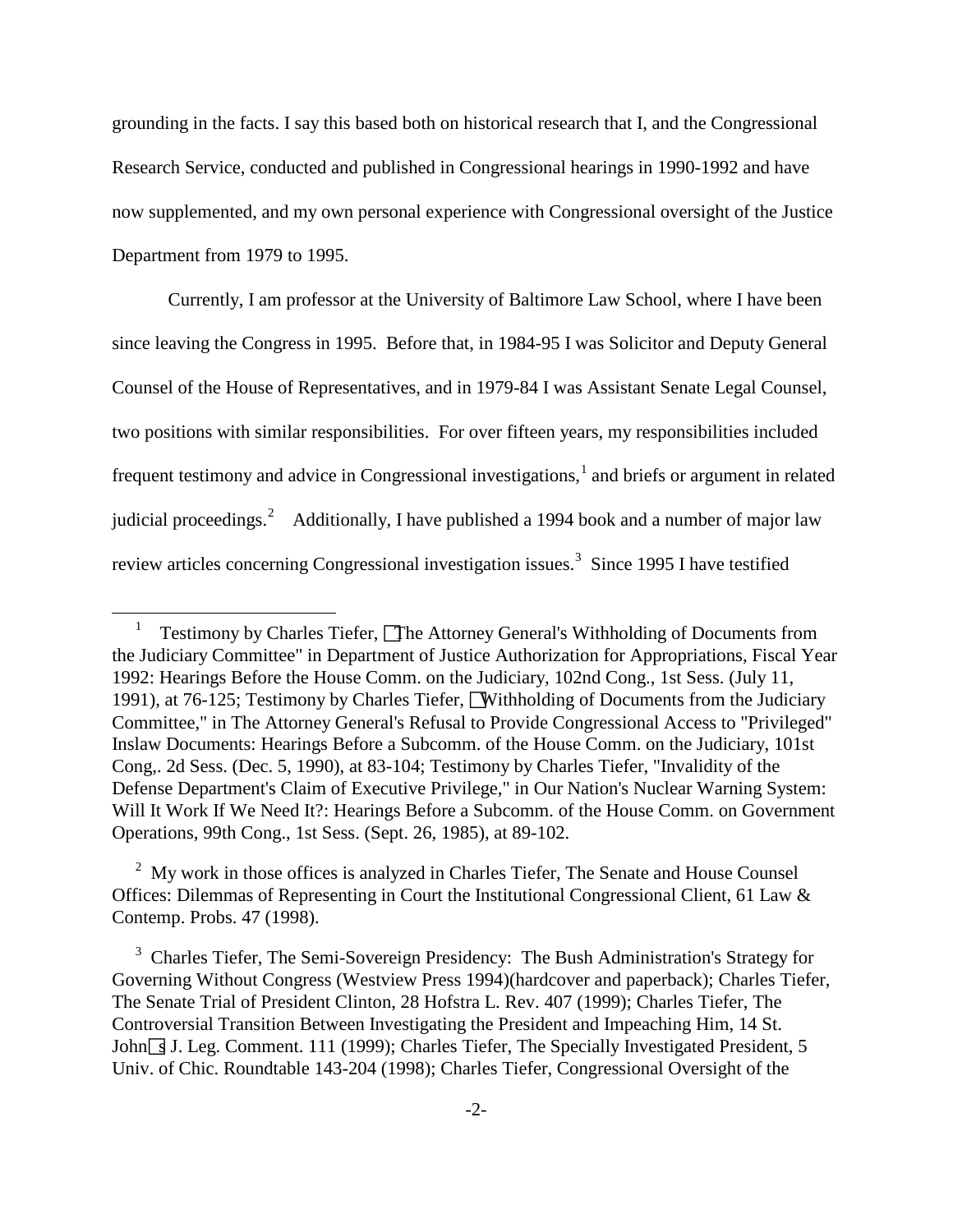grounding in the facts. I say this based both on historical research that I, and the Congressional Research Service, conducted and published in Congressional hearings in 1990-1992 and have now supplemented, and my own personal experience with Congressional oversight of the Justice Department from 1979 to 1995.

Currently, I am professor at the University of Baltimore Law School, where I have been since leaving the Congress in 1995. Before that, in 1984-95 I was Solicitor and Deputy General Counsel of the House of Representatives, and in 1979-84 I was Assistant Senate Legal Counsel, two positions with similar responsibilities. For over fifteen years, my responsibilities included frequent testimony and advice in Congressional investigations,[1] and briefs or argument in related judicial proceedings.[2] Additionally, I have published a 1994 book and a number of major law review articles concerning Congressional investigation issues.[3] Since 1995 I have testified

---

[1] Testimony by Charles Tiefer, "The Attorney General's Withholding of Documents from the Judiciary Committee" in Department of Justice Authorization for Appropriations, Fiscal Year 1992: Hearings Before the House Comm. on the Judiciary, 102nd Cong., 1st Sess. (July 11, 1991), at 76-125; Testimony by Charles Tiefer, "Withholding of Documents from the Judiciary Committee," in The Attorney General's Refusal to Provide Congressional Access to "Privileged" Inslaw Documents: Hearings Before a Subcomm. of the House Comm. on the Judiciary, 101st Cong,. 2d Sess. (Dec. 5, 1990), at 83-104; Testimony by Charles Tiefer, "Invalidity of the Defense Department's Claim of Executive Privilege," in Our Nation's Nuclear Warning System: Will It Work If We Need It?: Hearings Before a Subcomm. of the House Comm. on Government Operations, 99th Cong., 1st Sess. (Sept. 26, 1985), at 89-102.

[2] My work in those offices is analyzed in Charles Tiefer, The Senate and House Counsel Offices: Dilemmas of Representing in Court the Institutional Congressional Client, 61 Law & Contemp. Probs. 47 (1998).

[3] Charles Tiefer, The Semi-Sovereign Presidency: The Bush Administration's Strategy for Governing Without Congress (Westview Press 1994)(hardcover and paperback); Charles Tiefer, The Senate Trial of President Clinton, 28 Hofstra L. Rev. 407 (1999); Charles Tiefer, The Controversial Transition Between Investigating the President and Impeaching Him, 14 St. John's J. Leg. Comment. 111 (1999); Charles Tiefer, The Specially Investigated President, 5 Univ. of Chic. Roundtable 143-204 (1998); Charles Tiefer, Congressional Oversight of the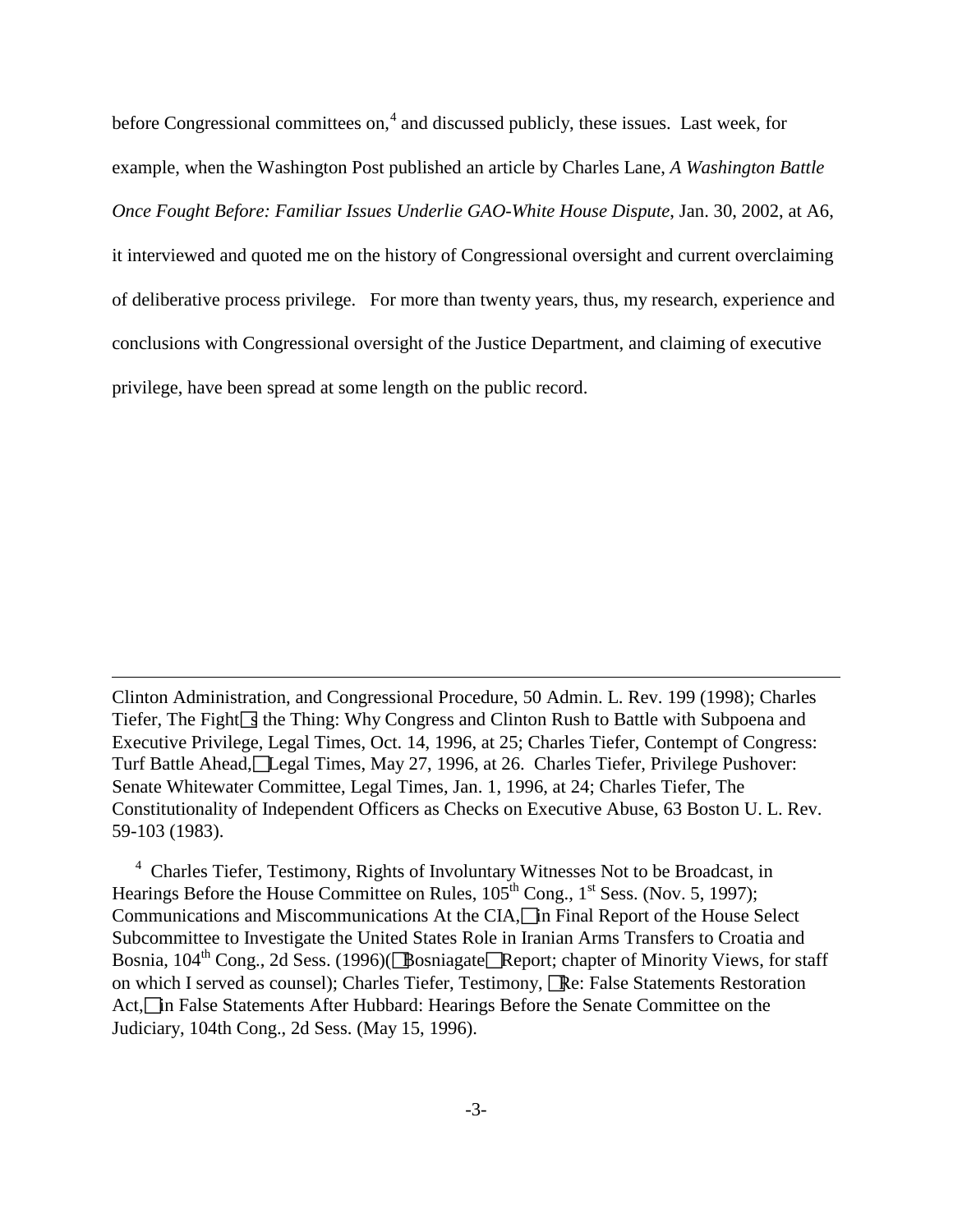before Congressional committees on,[4] and discussed publicly, these issues. Last week, for example, when the Washington Post published an article by Charles Lane, *A Washington Battle Once Fought Before: Familiar Issues Underlie GAO-White House Dispute*, Jan. 30, 2002, at A6, it interviewed and quoted me on the history of Congressional oversight and current overclaiming of deliberative process privilege. For more than twenty years, thus, my research, experience and conclusions with Congressional oversight of the Justice Department, and claiming of executive privilege, have been spread at some length on the public record.

---

Clinton Administration, and Congressional Procedure, 50 Admin. L. Rev. 199 (1998); Charles Tiefer, The Fight□s the Thing: Why Congress and Clinton Rush to Battle with Subpoena and Executive Privilege, Legal Times, Oct. 14, 1996, at 25; Charles Tiefer, Contempt of Congress: Turf Battle Ahead,□Legal Times, May 27, 1996, at 26. Charles Tiefer, Privilege Pushover: Senate Whitewater Committee, Legal Times, Jan. 1, 1996, at 24; Charles Tiefer, The Constitutionality of Independent Officers as Checks on Executive Abuse, 63 Boston U. L. Rev. 59-103 (1983).

[4] Charles Tiefer, Testimony, Rights of Involuntary Witnesses Not to be Broadcast, in Hearings Before the House Committee on Rules, 105th Cong., 1st Sess. (Nov. 5, 1997); Communications and Miscommunications At the CIA,□in Final Report of the House Select Subcommittee to Investigate the United States Role in Iranian Arms Transfers to Croatia and Bosnia, 104th Cong., 2d Sess. (1996)(□Bosniagate□Report; chapter of Minority Views, for staff on which I served as counsel); Charles Tiefer, Testimony, □Re: False Statements Restoration Act,□in False Statements After Hubbard: Hearings Before the Senate Committee on the Judiciary, 104th Cong., 2d Sess. (May 15, 1996).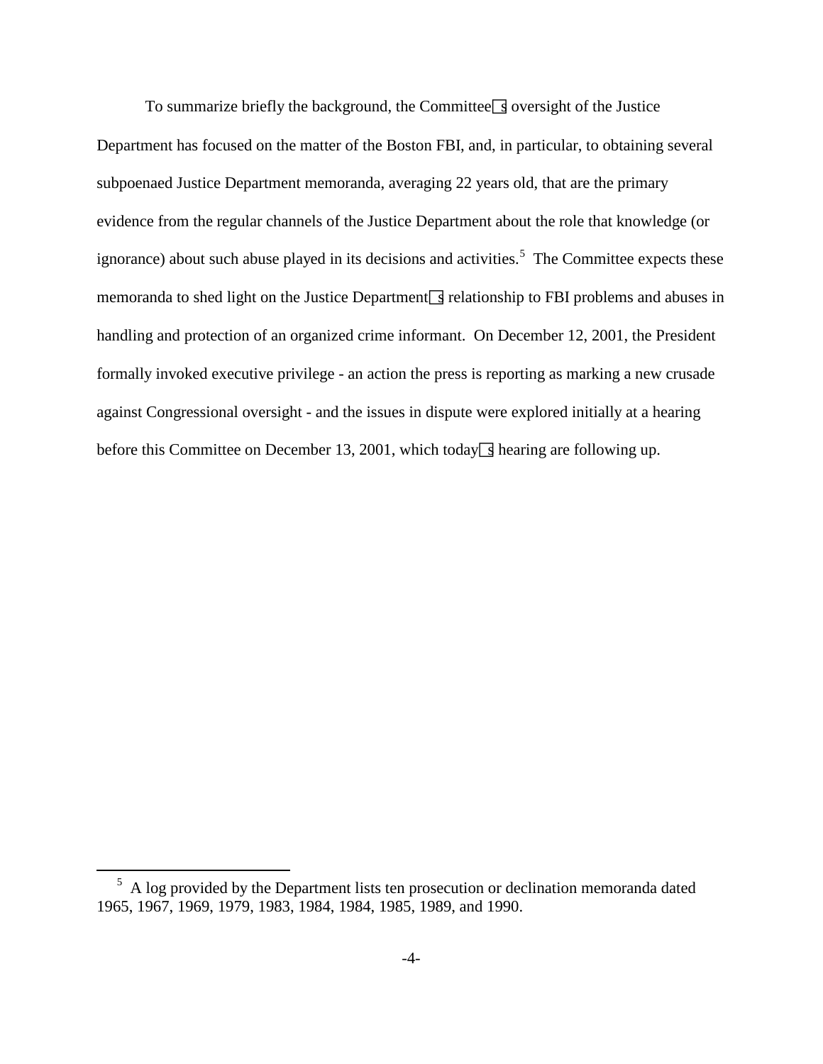To summarize briefly the background, the Committee's oversight of the Justice Department has focused on the matter of the Boston FBI, and, in particular, to obtaining several subpoenaed Justice Department memoranda, averaging 22 years old, that are the primary evidence from the regular channels of the Justice Department about the role that knowledge (or ignorance) about such abuse played in its decisions and activities.[5] The Committee expects these memoranda to shed light on the Justice Department's relationship to FBI problems and abuses in handling and protection of an organized crime informant. On December 12, 2001, the President formally invoked executive privilege - an action the press is reporting as marking a new crusade against Congressional oversight - and the issues in dispute were explored initially at a hearing before this Committee on December 13, 2001, which today's hearing are following up.

---

[5] A log provided by the Department lists ten prosecution or declination memoranda dated 1965, 1967, 1969, 1979, 1983, 1984, 1984, 1985, 1989, and 1990.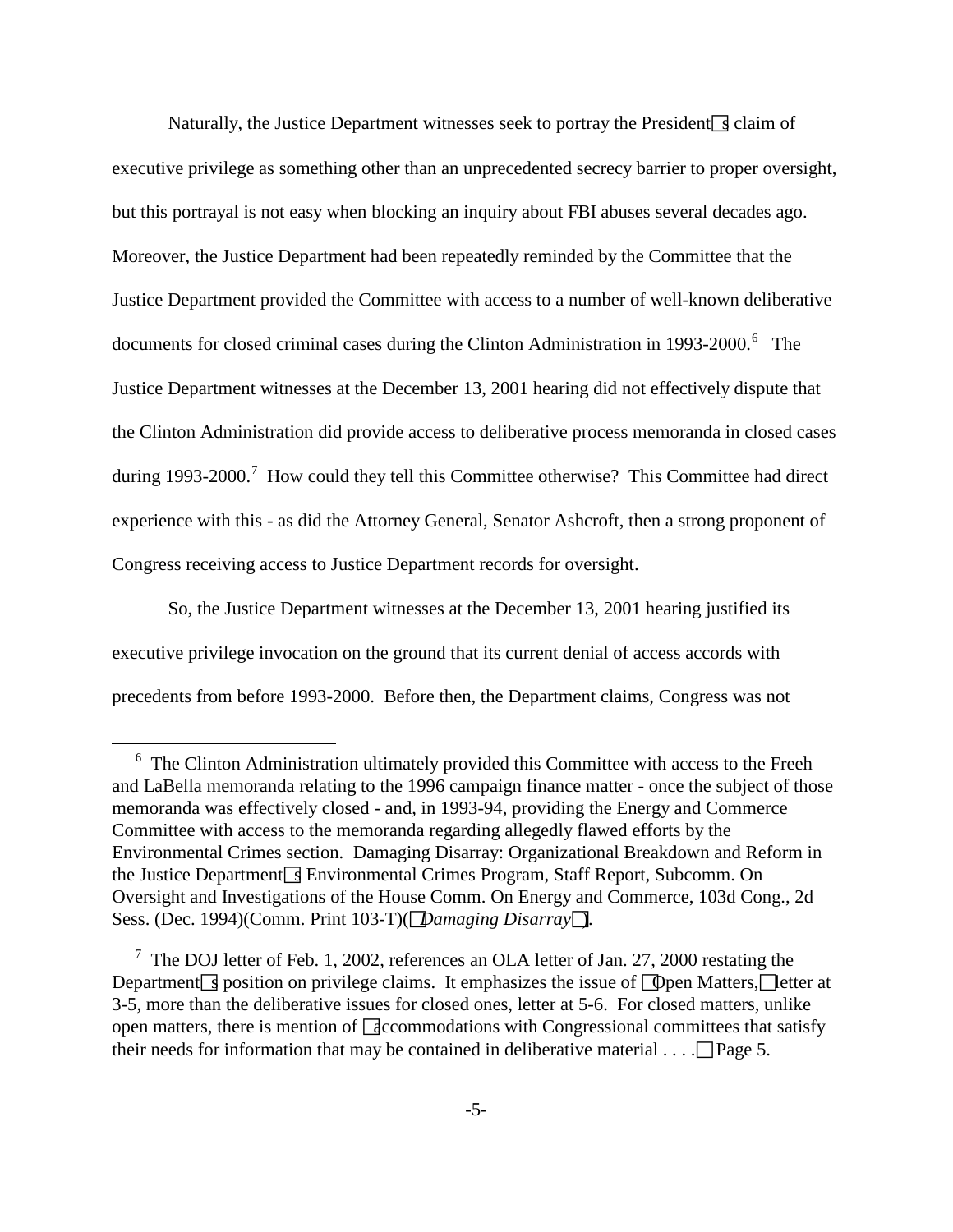Naturally, the Justice Department witnesses seek to portray the President's claim of executive privilege as something other than an unprecedented secrecy barrier to proper oversight, but this portrayal is not easy when blocking an inquiry about FBI abuses several decades ago. Moreover, the Justice Department had been repeatedly reminded by the Committee that the Justice Department provided the Committee with access to a number of well-known deliberative documents for closed criminal cases during the Clinton Administration in 1993-2000.[6] The Justice Department witnesses at the December 13, 2001 hearing did not effectively dispute that the Clinton Administration did provide access to deliberative process memoranda in closed cases during 1993-2000.[7] How could they tell this Committee otherwise? This Committee had direct experience with this - as did the Attorney General, Senator Ashcroft, then a strong proponent of Congress receiving access to Justice Department records for oversight.

So, the Justice Department witnesses at the December 13, 2001 hearing justified its executive privilege invocation on the ground that its current denial of access accords with precedents from before 1993-2000. Before then, the Department claims, Congress was not

---

[6] The Clinton Administration ultimately provided this Committee with access to the Freeh and LaBella memoranda relating to the 1996 campaign finance matter - once the subject of those memoranda was effectively closed - and, in 1993-94, providing the Energy and Commerce Committee with access to the memoranda regarding allegedly flawed efforts by the Environmental Crimes section. Damaging Disarray: Organizational Breakdown and Reform in the Justice Department's Environmental Crimes Program, Staff Report, Subcomm. On Oversight and Investigations of the House Comm. On Energy and Commerce, 103d Cong., 2d Sess. (Dec. 1994)(Comm. Print 103-T)("*Damaging Disarray*").

[7] The DOJ letter of Feb. 1, 2002, references an OLA letter of Jan. 27, 2000 restating the Department's position on privilege claims. It emphasizes the issue of "Open Matters," letter at 3-5, more than the deliberative issues for closed ones, letter at 5-6. For closed matters, unlike open matters, there is mention of "accommodations with Congressional committees that satisfy their needs for information that may be contained in deliberative material . . . ." Page 5.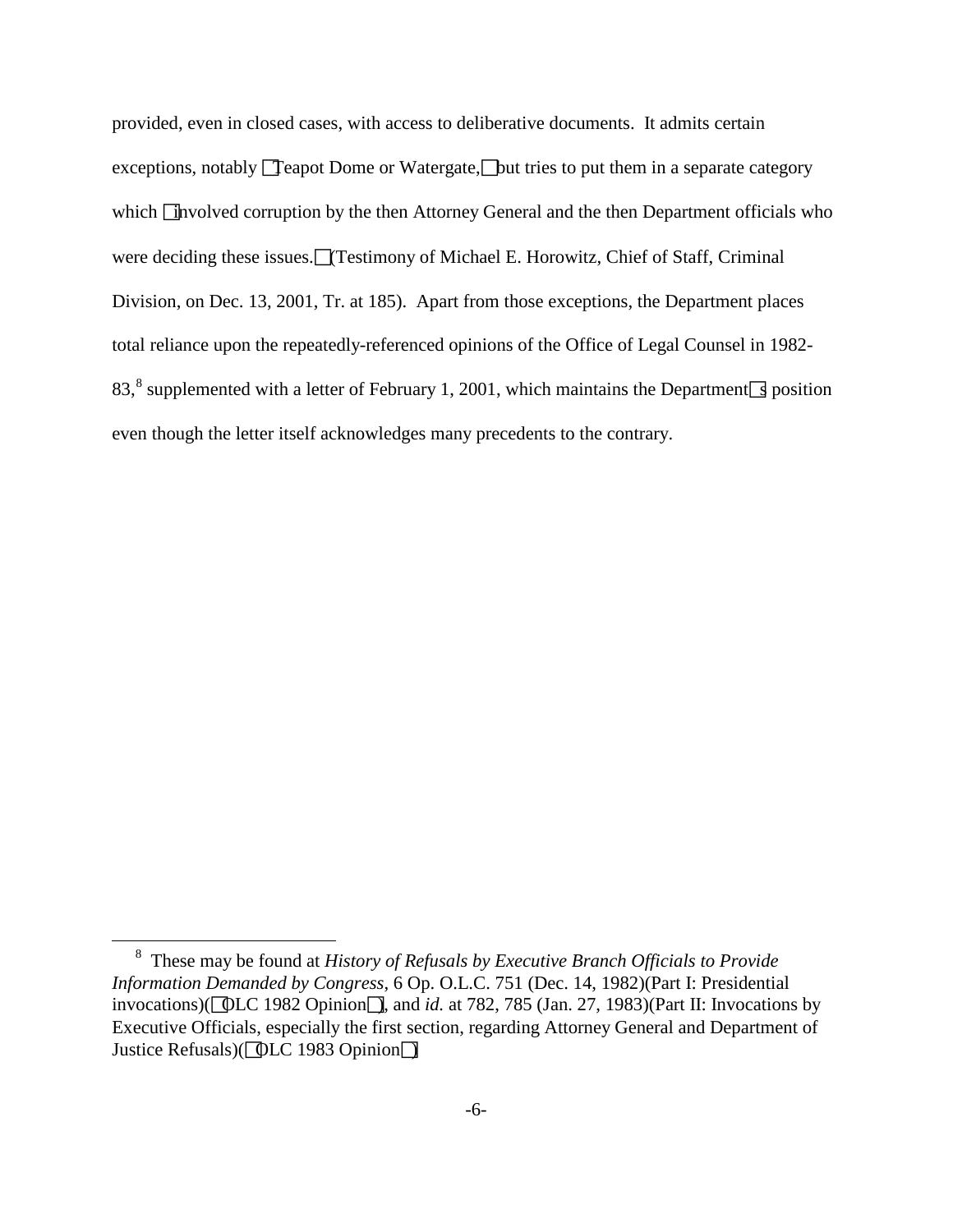provided, even in closed cases, with access to deliberative documents. It admits certain exceptions, notably "Teapot Dome or Watergate," but tries to put them in a separate category which "involved corruption by the then Attorney General and the then Department officials who were deciding these issues." (Testimony of Michael E. Horowitz, Chief of Staff, Criminal Division, on Dec. 13, 2001, Tr. at 185). Apart from those exceptions, the Department places total reliance upon the repeatedly-referenced opinions of the Office of Legal Counsel in 1982-83,[8] supplemented with a letter of February 1, 2001, which maintains the Department's position even though the letter itself acknowledges many precedents to the contrary.

---

[8] These may be found at *History of Refusals by Executive Branch Officials to Provide Information Demanded by Congress*, 6 Op. O.L.C. 751 (Dec. 14, 1982)(Part I: Presidential invocations)("OLC 1982 Opinion"), and *id.* at 782, 785 (Jan. 27, 1983)(Part II: Invocations by Executive Officials, especially the first section, regarding Attorney General and Department of Justice Refusals)("OLC 1983 Opinion")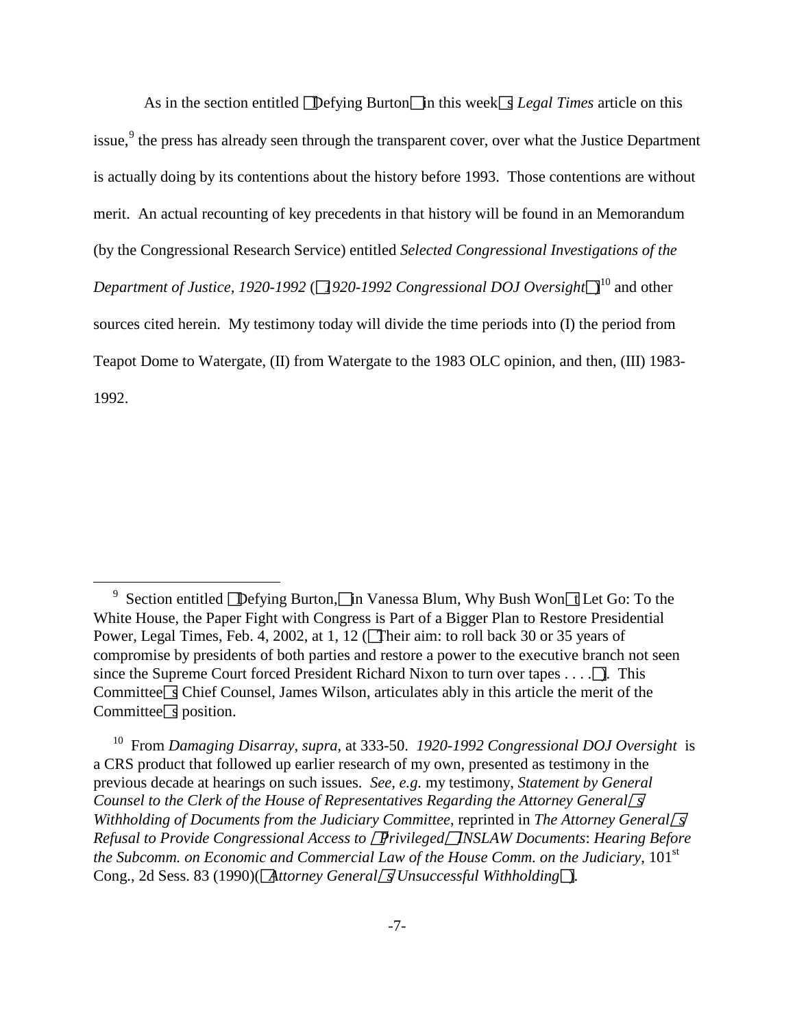As in the section entitled "Defying Burton" in this week's *Legal Times* article on this issue,[9] the press has already seen through the transparent cover, over what the Justice Department is actually doing by its contentions about the history before 1993. Those contentions are without merit. An actual recounting of key precedents in that history will be found in an Memorandum (by the Congressional Research Service) entitled *Selected Congressional Investigations of the Department of Justice, 1920-1992* ("*1920-1992 Congressional DOJ Oversight*")[10] and other sources cited herein. My testimony today will divide the time periods into (I) the period from Teapot Dome to Watergate, (II) from Watergate to the 1983 OLC opinion, and then, (III) 1983-1992.

---

[9] Section entitled "Defying Burton," in Vanessa Blum, Why Bush Won't Let Go: To the White House, the Paper Fight with Congress is Part of a Bigger Plan to Restore Presidential Power, Legal Times, Feb. 4, 2002, at 1, 12 ("Their aim: to roll back 30 or 35 years of compromise by presidents of both parties and restore a power to the executive branch not seen since the Supreme Court forced President Richard Nixon to turn over tapes . . . ."). This Committee's Chief Counsel, James Wilson, articulates ably in this article the merit of the Committee's position.

[10] From *Damaging Disarray*, *supra*, at 333-50. *1920-1992 Congressional DOJ Oversight* is a CRS product that followed up earlier research of my own, presented as testimony in the previous decade at hearings on such issues. *See, e.g.* my testimony, *Statement by General Counsel to the Clerk of the House of Representatives Regarding the Attorney General's Withholding of Documents from the Judiciary Committee*, reprinted in *The Attorney General's Refusal to Provide Congressional Access to "Privileged" INSLAW Documents*: *Hearing Before the Subcomm. on Economic and Commercial Law of the House Comm. on the Judiciary*, 101st Cong., 2d Sess. 83 (1990)("*Attorney General's Unsuccessful Withholding*").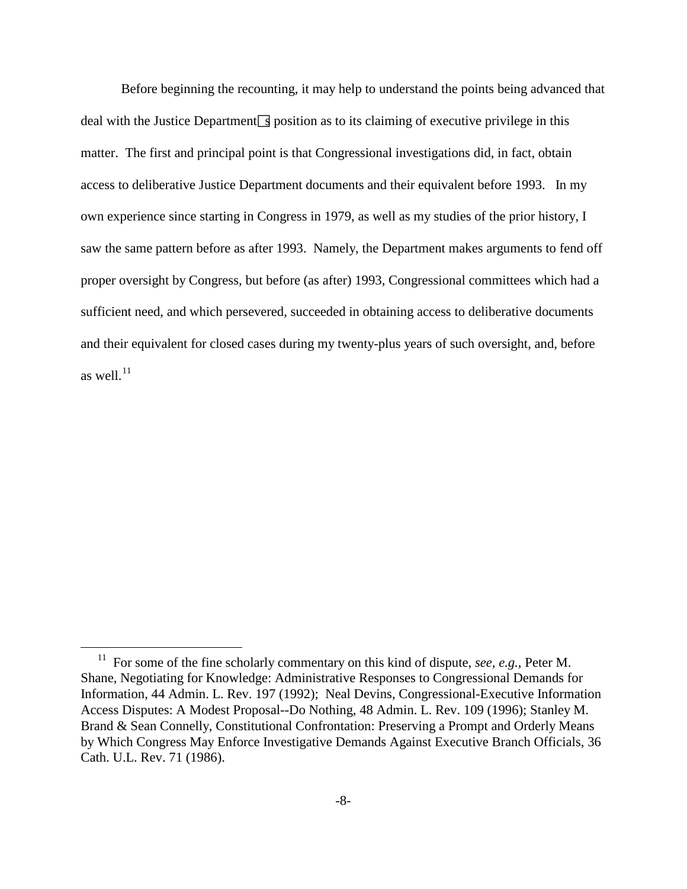Before beginning the recounting, it may help to understand the points being advanced that deal with the Justice Department's position as to its claiming of executive privilege in this matter. The first and principal point is that Congressional investigations did, in fact, obtain access to deliberative Justice Department documents and their equivalent before 1993. In my own experience since starting in Congress in 1979, as well as my studies of the prior history, I saw the same pattern before as after 1993. Namely, the Department makes arguments to fend off proper oversight by Congress, but before (as after) 1993, Congressional committees which had a sufficient need, and which persevered, succeeded in obtaining access to deliberative documents and their equivalent for closed cases during my twenty-plus years of such oversight, and, before as well.[11]

---

[11] For some of the fine scholarly commentary on this kind of dispute, *see, e.g.*, Peter M. Shane, Negotiating for Knowledge: Administrative Responses to Congressional Demands for Information, 44 Admin. L. Rev. 197 (1992); Neal Devins, Congressional-Executive Information Access Disputes: A Modest Proposal--Do Nothing, 48 Admin. L. Rev. 109 (1996); Stanley M. Brand & Sean Connelly, Constitutional Confrontation: Preserving a Prompt and Orderly Means by Which Congress May Enforce Investigative Demands Against Executive Branch Officials, 36 Cath. U.L. Rev. 71 (1986).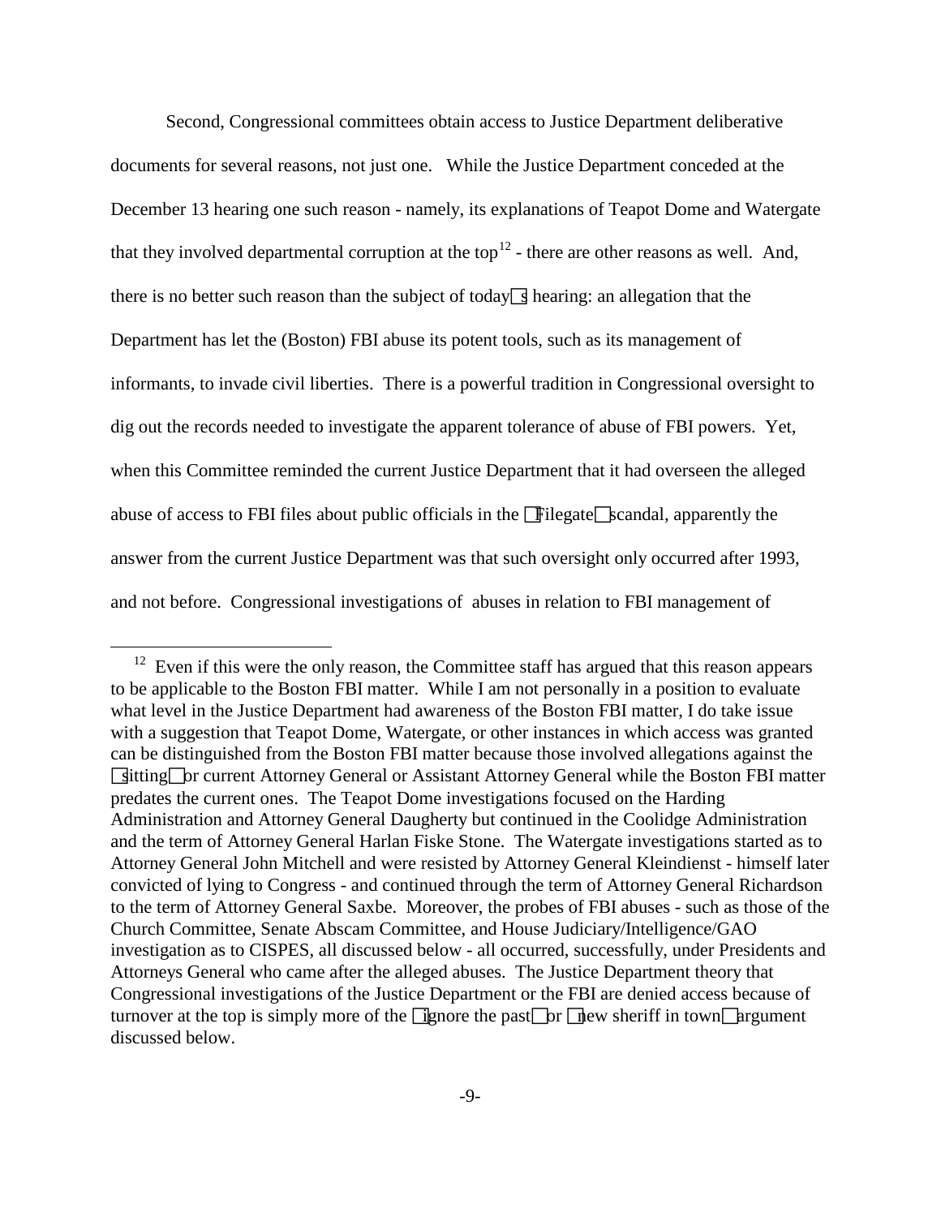Second, Congressional committees obtain access to Justice Department deliberative documents for several reasons, not just one. While the Justice Department conceded at the December 13 hearing one such reason - namely, its explanations of Teapot Dome and Watergate that they involved departmental corruption at the top[12] - there are other reasons as well. And, there is no better such reason than the subject of today's hearing: an allegation that the Department has let the (Boston) FBI abuse its potent tools, such as its management of informants, to invade civil liberties. There is a powerful tradition in Congressional oversight to dig out the records needed to investigate the apparent tolerance of abuse of FBI powers. Yet, when this Committee reminded the current Justice Department that it had overseen the alleged abuse of access to FBI files about public officials in the "Filegate" scandal, apparently the answer from the current Justice Department was that such oversight only occurred after 1993, and not before. Congressional investigations of abuses in relation to FBI management of

---

[12] Even if this were the only reason, the Committee staff has argued that this reason appears to be applicable to the Boston FBI matter. While I am not personally in a position to evaluate what level in the Justice Department had awareness of the Boston FBI matter, I do take issue with a suggestion that Teapot Dome, Watergate, or other instances in which access was granted can be distinguished from the Boston FBI matter because those involved allegations against the "sitting" or current Attorney General or Assistant Attorney General while the Boston FBI matter predates the current ones. The Teapot Dome investigations focused on the Harding Administration and Attorney General Daugherty but continued in the Coolidge Administration and the term of Attorney General Harlan Fiske Stone. The Watergate investigations started as to Attorney General John Mitchell and were resisted by Attorney General Kleindienst - himself later convicted of lying to Congress - and continued through the term of Attorney General Richardson to the term of Attorney General Saxbe. Moreover, the probes of FBI abuses - such as those of the Church Committee, Senate Abscam Committee, and House Judiciary/Intelligence/GAO investigation as to CISPES, all discussed below - all occurred, successfully, under Presidents and Attorneys General who came after the alleged abuses. The Justice Department theory that Congressional investigations of the Justice Department or the FBI are denied access because of turnover at the top is simply more of the "ignore the past" or "new sheriff in town" argument discussed below.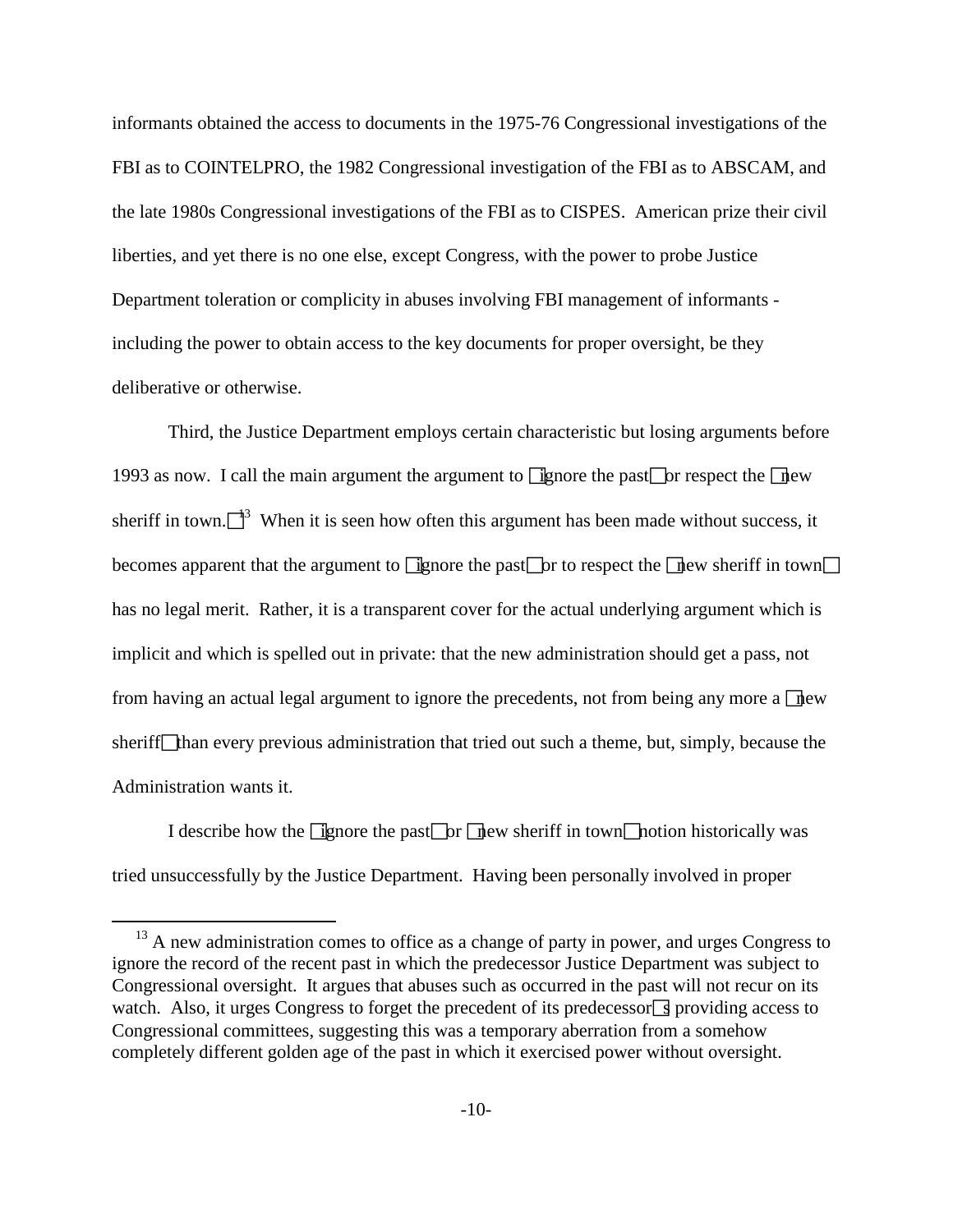informants obtained the access to documents in the 1975-76 Congressional investigations of the FBI as to COINTELPRO, the 1982 Congressional investigation of the FBI as to ABSCAM, and the late 1980s Congressional investigations of the FBI as to CISPES. American prize their civil liberties, and yet there is no one else, except Congress, with the power to probe Justice Department toleration or complicity in abuses involving FBI management of informants - including the power to obtain access to the key documents for proper oversight, be they deliberative or otherwise.

Third, the Justice Department employs certain characteristic but losing arguments before 1993 as now. I call the main argument the argument to "ignore the past" or respect the "new sheriff in town."[13] When it is seen how often this argument has been made without success, it becomes apparent that the argument to "ignore the past" or to respect the "new sheriff in town" has no legal merit. Rather, it is a transparent cover for the actual underlying argument which is implicit and which is spelled out in private: that the new administration should get a pass, not from having an actual legal argument to ignore the precedents, not from being any more a "new sheriff" than every previous administration that tried out such a theme, but, simply, because the Administration wants it.

I describe how the "ignore the past" or "new sheriff in town" notion historically was tried unsuccessfully by the Justice Department. Having been personally involved in proper

[13] A new administration comes to office as a change of party in power, and urges Congress to ignore the record of the recent past in which the predecessor Justice Department was subject to Congressional oversight. It argues that abuses such as occurred in the past will not recur on its watch. Also, it urges Congress to forget the precedent of its predecessor's providing access to Congressional committees, suggesting this was a temporary aberration from a somehow completely different golden age of the past in which it exercised power without oversight.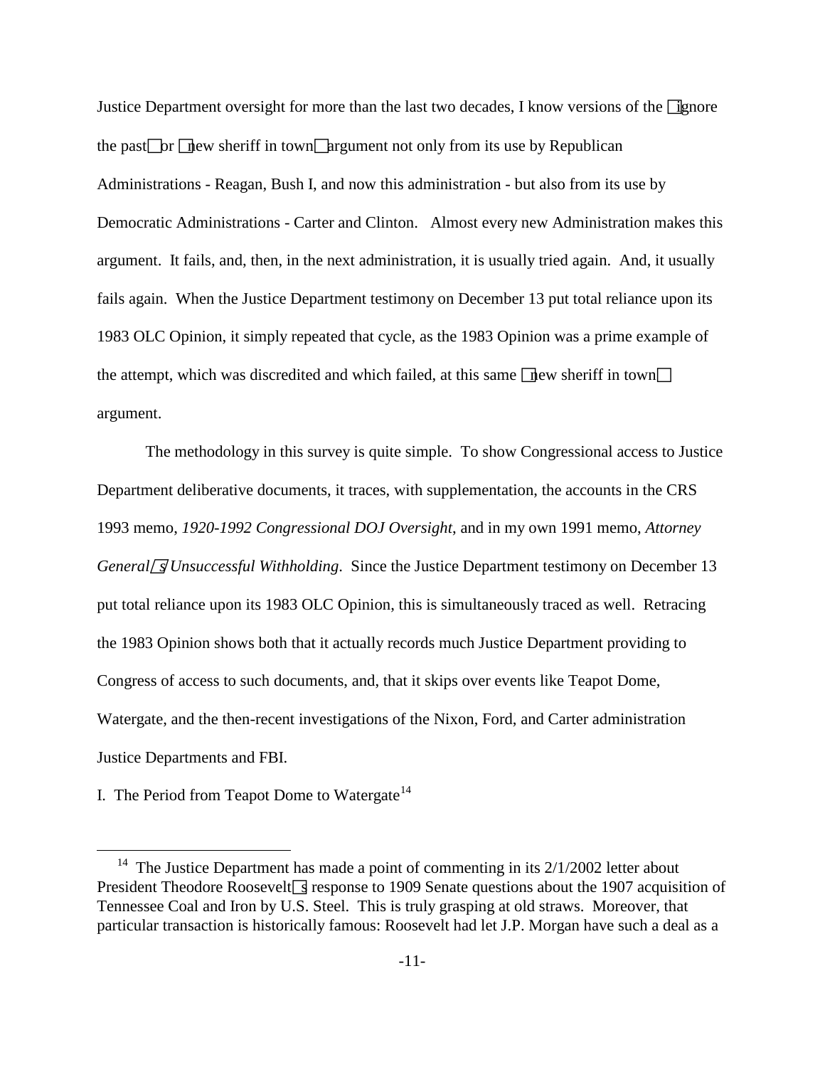Justice Department oversight for more than the last two decades, I know versions of the "ignore the past" or "new sheriff in town" argument not only from its use by Republican Administrations - Reagan, Bush I, and now this administration - but also from its use by Democratic Administrations - Carter and Clinton. Almost every new Administration makes this argument. It fails, and, then, in the next administration, it is usually tried again. And, it usually fails again. When the Justice Department testimony on December 13 put total reliance upon its 1983 OLC Opinion, it simply repeated that cycle, as the 1983 Opinion was a prime example of the attempt, which was discredited and which failed, at this same "new sheriff in town" argument.

The methodology in this survey is quite simple. To show Congressional access to Justice Department deliberative documents, it traces, with supplementation, the accounts in the CRS 1993 memo, *1920-1992 Congressional DOJ Oversight*, and in my own 1991 memo, *Attorney General's Unsuccessful Withholding*. Since the Justice Department testimony on December 13 put total reliance upon its 1983 OLC Opinion, this is simultaneously traced as well. Retracing the 1983 Opinion shows both that it actually records much Justice Department providing to Congress of access to such documents, and, that it skips over events like Teapot Dome, Watergate, and the then-recent investigations of the Nixon, Ford, and Carter administration Justice Departments and FBI.

I. The Period from Teapot Dome to Watergate[14]

---

[14] The Justice Department has made a point of commenting in its 2/1/2002 letter about President Theodore Roosevelt's response to 1909 Senate questions about the 1907 acquisition of Tennessee Coal and Iron by U.S. Steel. This is truly grasping at old straws. Moreover, that particular transaction is historically famous: Roosevelt had let J.P. Morgan have such a deal as a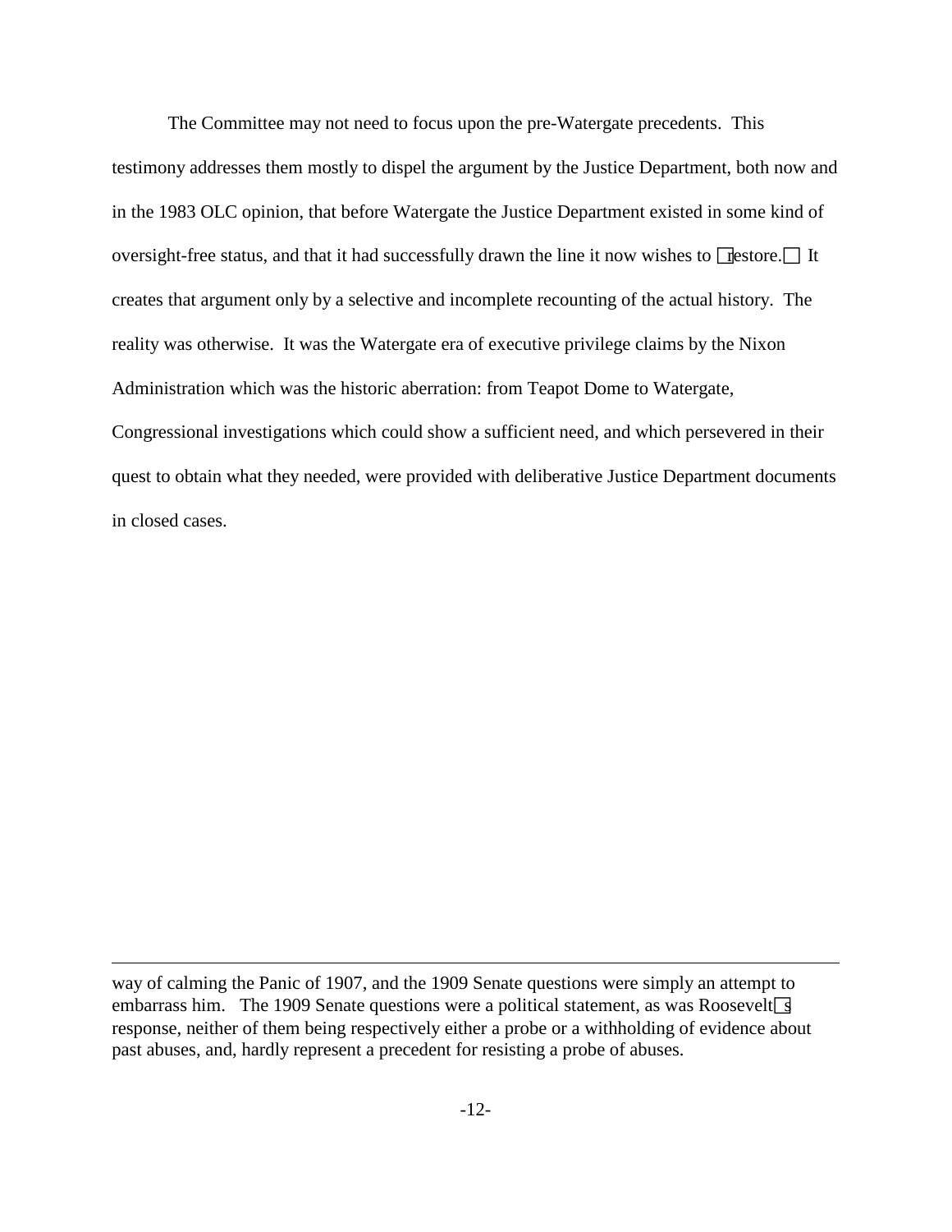The Committee may not need to focus upon the pre-Watergate precedents. This testimony addresses them mostly to dispel the argument by the Justice Department, both now and in the 1983 OLC opinion, that before Watergate the Justice Department existed in some kind of oversight-free status, and that it had successfully drawn the line it now wishes to "restore." It creates that argument only by a selective and incomplete recounting of the actual history. The reality was otherwise. It was the Watergate era of executive privilege claims by the Nixon Administration which was the historic aberration: from Teapot Dome to Watergate, Congressional investigations which could show a sufficient need, and which persevered in their quest to obtain what they needed, were provided with deliberative Justice Department documents in closed cases.

---

way of calming the Panic of 1907, and the 1909 Senate questions were simply an attempt to embarrass him. The 1909 Senate questions were a political statement, as was Roosevelt's response, neither of them being respectively either a probe or a withholding of evidence about past abuses, and, hardly represent a precedent for resisting a probe of abuses.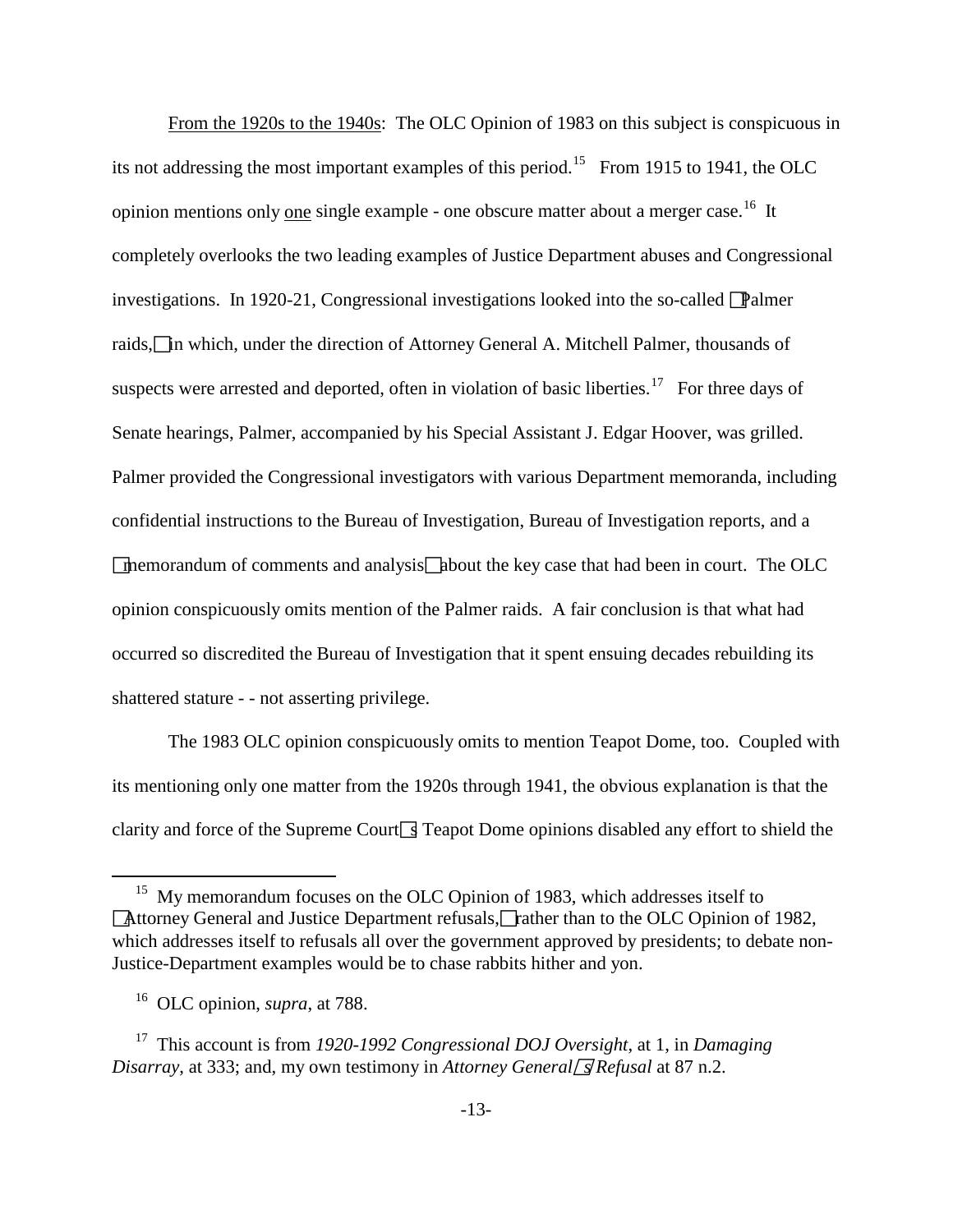From the 1920s to the 1940s: The OLC Opinion of 1983 on this subject is conspicuous in its not addressing the most important examples of this period.[15] From 1915 to 1941, the OLC opinion mentions only one single example - one obscure matter about a merger case.[16] It completely overlooks the two leading examples of Justice Department abuses and Congressional investigations. In 1920-21, Congressional investigations looked into the so-called "Palmer raids," in which, under the direction of Attorney General A. Mitchell Palmer, thousands of suspects were arrested and deported, often in violation of basic liberties.[17] For three days of Senate hearings, Palmer, accompanied by his Special Assistant J. Edgar Hoover, was grilled. Palmer provided the Congressional investigators with various Department memoranda, including confidential instructions to the Bureau of Investigation, Bureau of Investigation reports, and a "memorandum of comments and analysis" about the key case that had been in court. The OLC opinion conspicuously omits mention of the Palmer raids. A fair conclusion is that what had occurred so discredited the Bureau of Investigation that it spent ensuing decades rebuilding its shattered stature - - not asserting privilege.

The 1983 OLC opinion conspicuously omits to mention Teapot Dome, too. Coupled with its mentioning only one matter from the 1920s through 1941, the obvious explanation is that the clarity and force of the Supreme Court's Teapot Dome opinions disabled any effort to shield the

---

[15] My memorandum focuses on the OLC Opinion of 1983, which addresses itself to "Attorney General and Justice Department refusals," rather than to the OLC Opinion of 1982, which addresses itself to refusals all over the government approved by presidents; to debate non-Justice-Department examples would be to chase rabbits hither and yon.

[16] OLC opinion, *supra*, at 788.

[17] This account is from *1920-1992 Congressional DOJ Oversight*, at 1, in *Damaging Disarray*, at 333; and, my own testimony in *Attorney General's Refusal* at 87 n.2.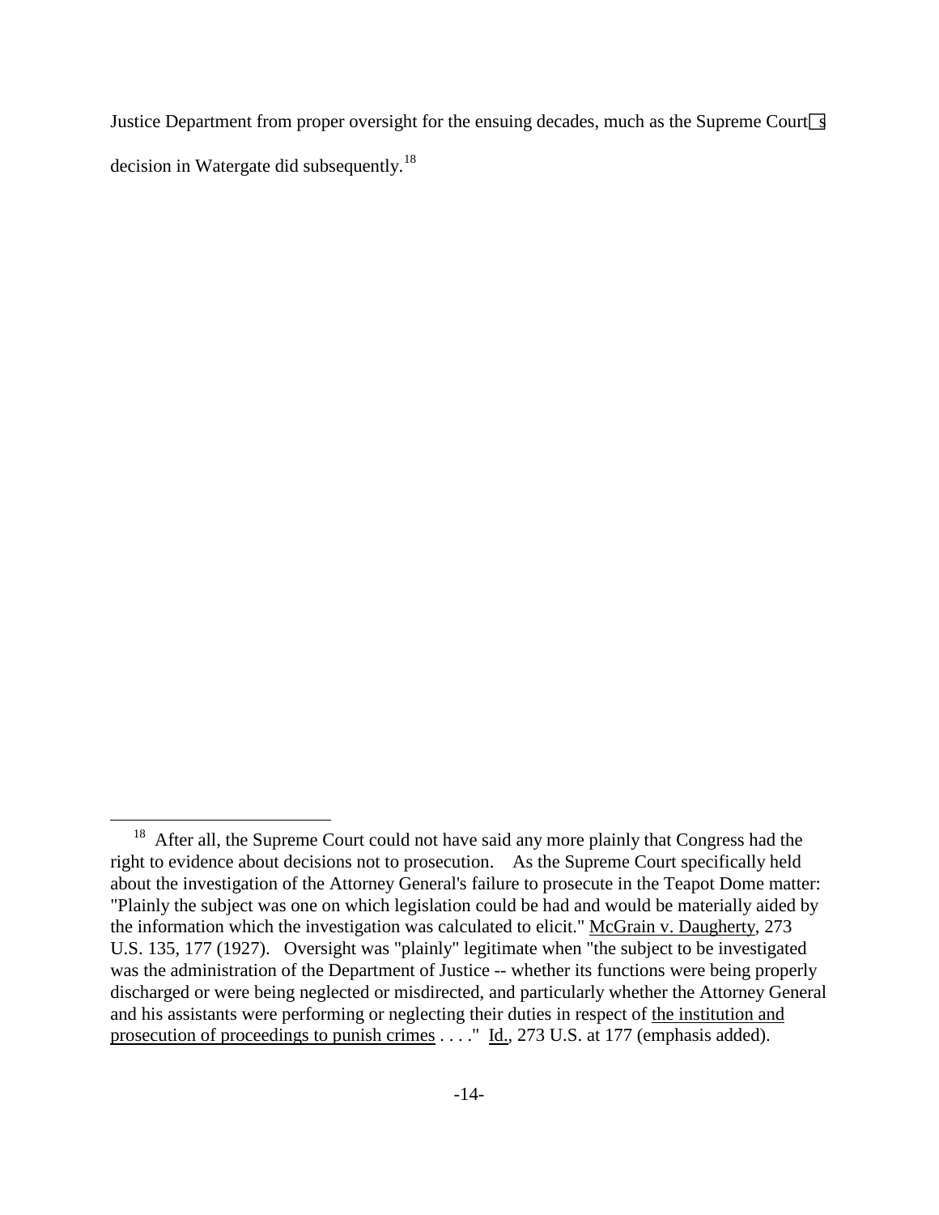Justice Department from proper oversight for the ensuing decades, much as the Supreme Court's decision in Watergate did subsequently.[18]

---

[18] After all, the Supreme Court could not have said any more plainly that Congress had the right to evidence about decisions not to prosecution. As the Supreme Court specifically held about the investigation of the Attorney General's failure to prosecute in the Teapot Dome matter: "Plainly the subject was one on which legislation could be had and would be materially aided by the information which the investigation was calculated to elicit." McGrain v. Daugherty, 273 U.S. 135, 177 (1927). Oversight was "plainly" legitimate when "the subject to be investigated was the administration of the Department of Justice -- whether its functions were being properly discharged or were being neglected or misdirected, and particularly whether the Attorney General and his assistants were performing or neglecting their duties in respect of the institution and prosecution of proceedings to punish crimes . . . ." Id., 273 U.S. at 177 (emphasis added).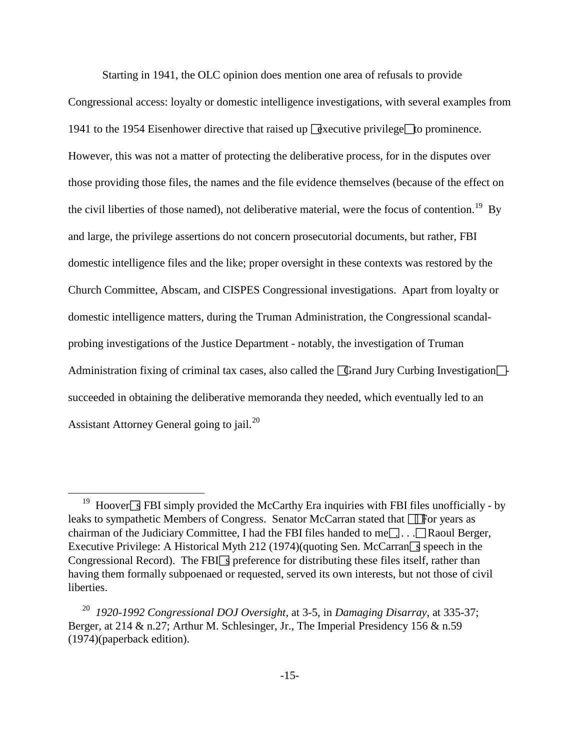Starting in 1941, the OLC opinion does mention one area of refusals to provide Congressional access: loyalty or domestic intelligence investigations, with several examples from 1941 to the 1954 Eisenhower directive that raised up "executive privilege" to prominence. However, this was not a matter of protecting the deliberative process, for in the disputes over those providing those files, the names and the file evidence themselves (because of the effect on the civil liberties of those named), not deliberative material, were the focus of contention.[19] By and large, the privilege assertions do not concern prosecutorial documents, but rather, FBI domestic intelligence files and the like; proper oversight in these contexts was restored by the Church Committee, Abscam, and CISPES Congressional investigations. Apart from loyalty or domestic intelligence matters, during the Truman Administration, the Congressional scandal-probing investigations of the Justice Department - notably, the investigation of Truman Administration fixing of criminal tax cases, also called the "Grand Jury Curbing Investigation" - succeeded in obtaining the deliberative memoranda they needed, which eventually led to an Assistant Attorney General going to jail.[20]

---

[19] Hoover's FBI simply provided the McCarthy Era inquiries with FBI files unofficially - by leaks to sympathetic Members of Congress. Senator McCarran stated that "'For years as chairman of the Judiciary Committee, I had the FBI files handed to me' . . ." Raoul Berger, Executive Privilege: A Historical Myth 212 (1974)(quoting Sen. McCarran's speech in the Congressional Record). The FBI's preference for distributing these files itself, rather than having them formally subpoenaed or requested, served its own interests, but not those of civil liberties.

[20] *1920-1992 Congressional DOJ Oversight*, at 3-5, in *Damaging Disarray*, at 335-37; Berger, at 214 & n.27; Arthur M. Schlesinger, Jr., The Imperial Presidency 156 & n.59 (1974)(paperback edition).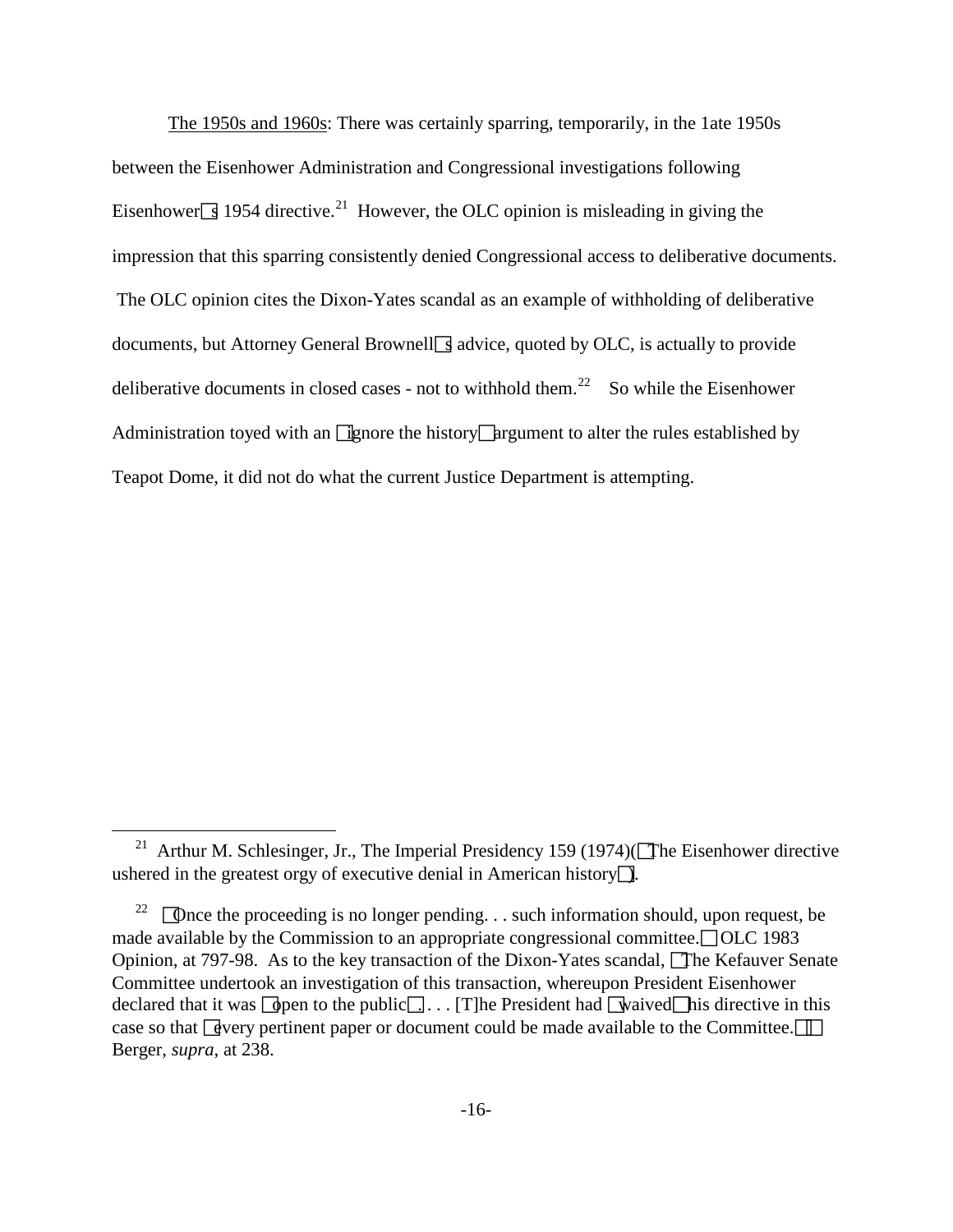The 1950s and 1960s: There was certainly sparring, temporarily, in the 1ate 1950s between the Eisenhower Administration and Congressional investigations following Eisenhower's 1954 directive.[21] However, the OLC opinion is misleading in giving the impression that this sparring consistently denied Congressional access to deliberative documents. The OLC opinion cites the Dixon-Yates scandal as an example of withholding of deliberative documents, but Attorney General Brownell's advice, quoted by OLC, is actually to provide deliberative documents in closed cases - not to withhold them.[22] So while the Eisenhower Administration toyed with an "ignore the history" argument to alter the rules established by Teapot Dome, it did not do what the current Justice Department is attempting.

---

[21] Arthur M. Schlesinger, Jr., The Imperial Presidency 159 (1974)("The Eisenhower directive ushered in the greatest orgy of executive denial in American history").

[22] "Once the proceeding is no longer pending. . . such information should, upon request, be made available by the Commission to an appropriate congressional committee." OLC 1983 Opinion, at 797-98. As to the key transaction of the Dixon-Yates scandal, "The Kefauver Senate Committee undertook an investigation of this transaction, whereupon President Eisenhower declared that it was 'open to the public'. . . . [T]he President had 'waived' his directive in this case so that 'every pertinent paper or document could be made available to the Committee.'" Berger, *supra*, at 238.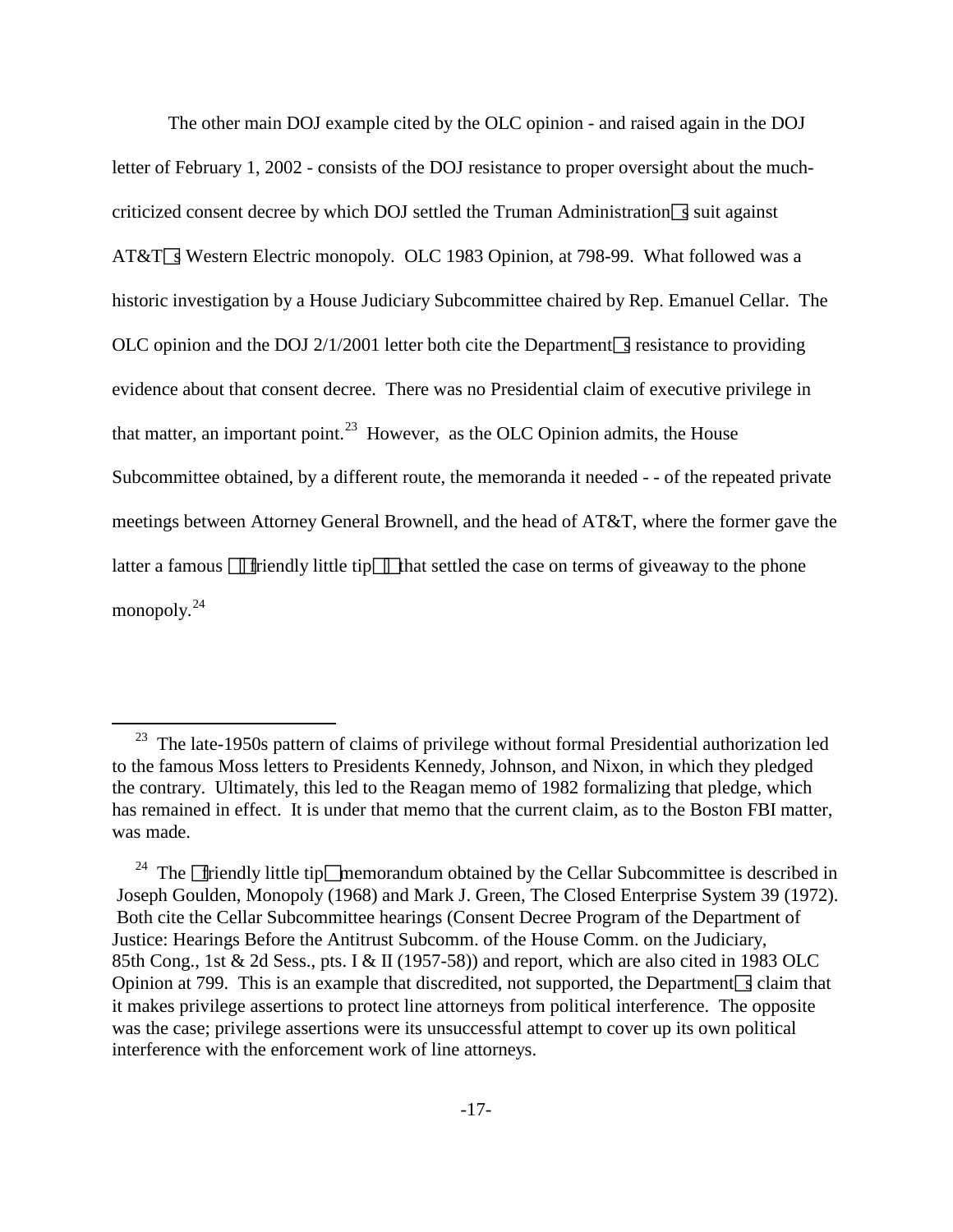The other main DOJ example cited by the OLC opinion - and raised again in the DOJ letter of February 1, 2002 - consists of the DOJ resistance to proper oversight about the much-criticized consent decree by which DOJ settled the Truman Administration's suit against AT&T's Western Electric monopoly. OLC 1983 Opinion, at 798-99. What followed was a historic investigation by a House Judiciary Subcommittee chaired by Rep. Emanuel Cellar. The OLC opinion and the DOJ 2/1/2001 letter both cite the Department's resistance to providing evidence about that consent decree. There was no Presidential claim of executive privilege in that matter, an important point.[23] However, as the OLC Opinion admits, the House Subcommittee obtained, by a different route, the memoranda it needed - - of the repeated private meetings between Attorney General Brownell, and the head of AT&T, where the former gave the latter a famous "'friendly little tip'" that settled the case on terms of giveaway to the phone monopoly.[24]

---

[23] The late-1950s pattern of claims of privilege without formal Presidential authorization led to the famous Moss letters to Presidents Kennedy, Johnson, and Nixon, in which they pledged the contrary. Ultimately, this led to the Reagan memo of 1982 formalizing that pledge, which has remained in effect. It is under that memo that the current claim, as to the Boston FBI matter, was made.

[24] The "friendly little tip" memorandum obtained by the Cellar Subcommittee is described in Joseph Goulden, Monopoly (1968) and Mark J. Green, The Closed Enterprise System 39 (1972). Both cite the Cellar Subcommittee hearings (Consent Decree Program of the Department of Justice: Hearings Before the Antitrust Subcomm. of the House Comm. on the Judiciary, 85th Cong., 1st & 2d Sess., pts. I & II (1957-58)) and report, which are also cited in 1983 OLC Opinion at 799. This is an example that discredited, not supported, the Department's claim that it makes privilege assertions to protect line attorneys from political interference. The opposite was the case; privilege assertions were its unsuccessful attempt to cover up its own political interference with the enforcement work of line attorneys.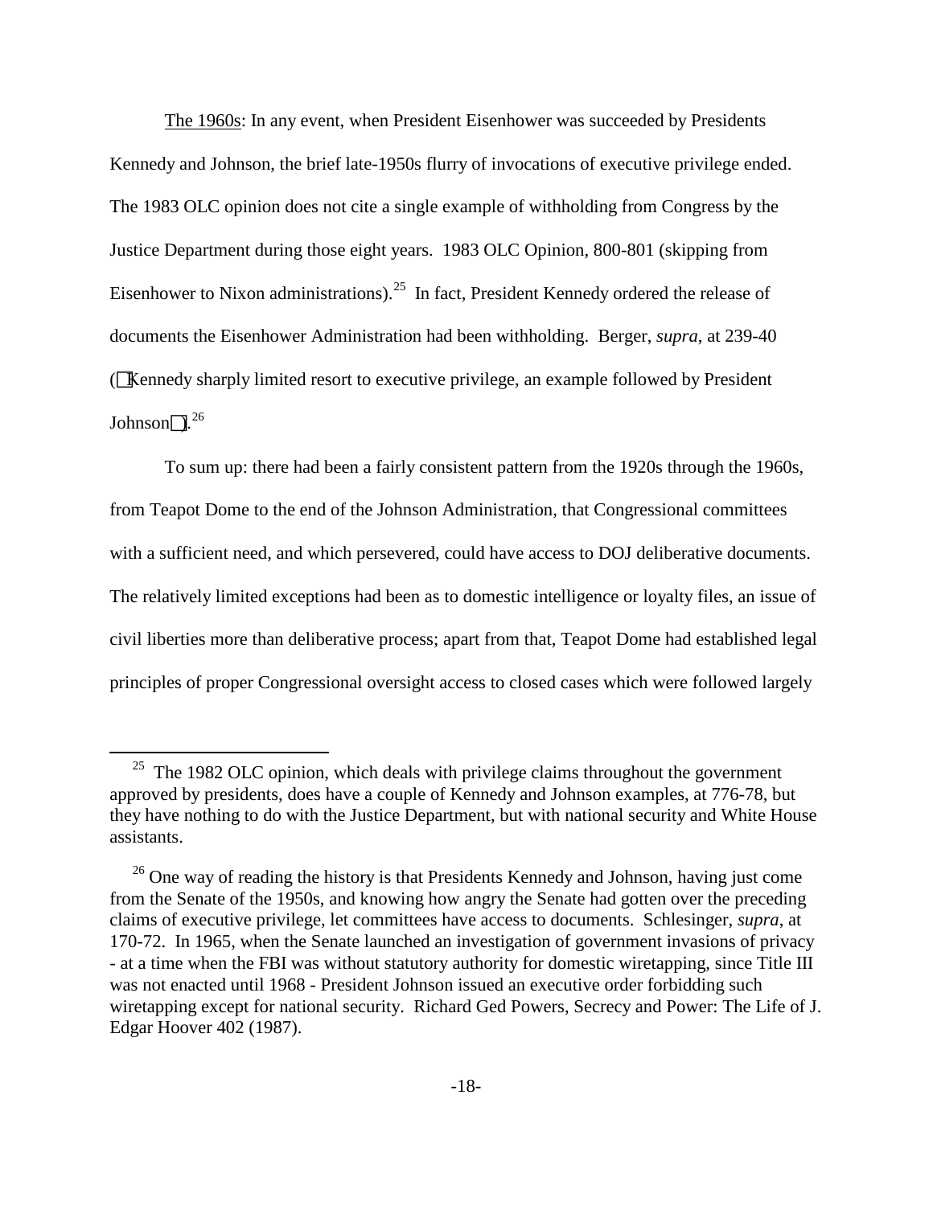The 1960s: In any event, when President Eisenhower was succeeded by Presidents Kennedy and Johnson, the brief late-1950s flurry of invocations of executive privilege ended. The 1983 OLC opinion does not cite a single example of withholding from Congress by the Justice Department during those eight years. 1983 OLC Opinion, 800-801 (skipping from Eisenhower to Nixon administrations).[25] In fact, President Kennedy ordered the release of documents the Eisenhower Administration had been withholding. Berger, *supra*, at 239-40 ("Kennedy sharply limited resort to executive privilege, an example followed by President Johnson").[26]

To sum up: there had been a fairly consistent pattern from the 1920s through the 1960s, from Teapot Dome to the end of the Johnson Administration, that Congressional committees with a sufficient need, and which persevered, could have access to DOJ deliberative documents. The relatively limited exceptions had been as to domestic intelligence or loyalty files, an issue of civil liberties more than deliberative process; apart from that, Teapot Dome had established legal principles of proper Congressional oversight access to closed cases which were followed largely

---

[25] The 1982 OLC opinion, which deals with privilege claims throughout the government approved by presidents, does have a couple of Kennedy and Johnson examples, at 776-78, but they have nothing to do with the Justice Department, but with national security and White House assistants.

[26] One way of reading the history is that Presidents Kennedy and Johnson, having just come from the Senate of the 1950s, and knowing how angry the Senate had gotten over the preceding claims of executive privilege, let committees have access to documents. Schlesinger, *supra*, at 170-72. In 1965, when the Senate launched an investigation of government invasions of privacy - at a time when the FBI was without statutory authority for domestic wiretapping, since Title III was not enacted until 1968 - President Johnson issued an executive order forbidding such wiretapping except for national security. Richard Ged Powers, Secrecy and Power: The Life of J. Edgar Hoover 402 (1987).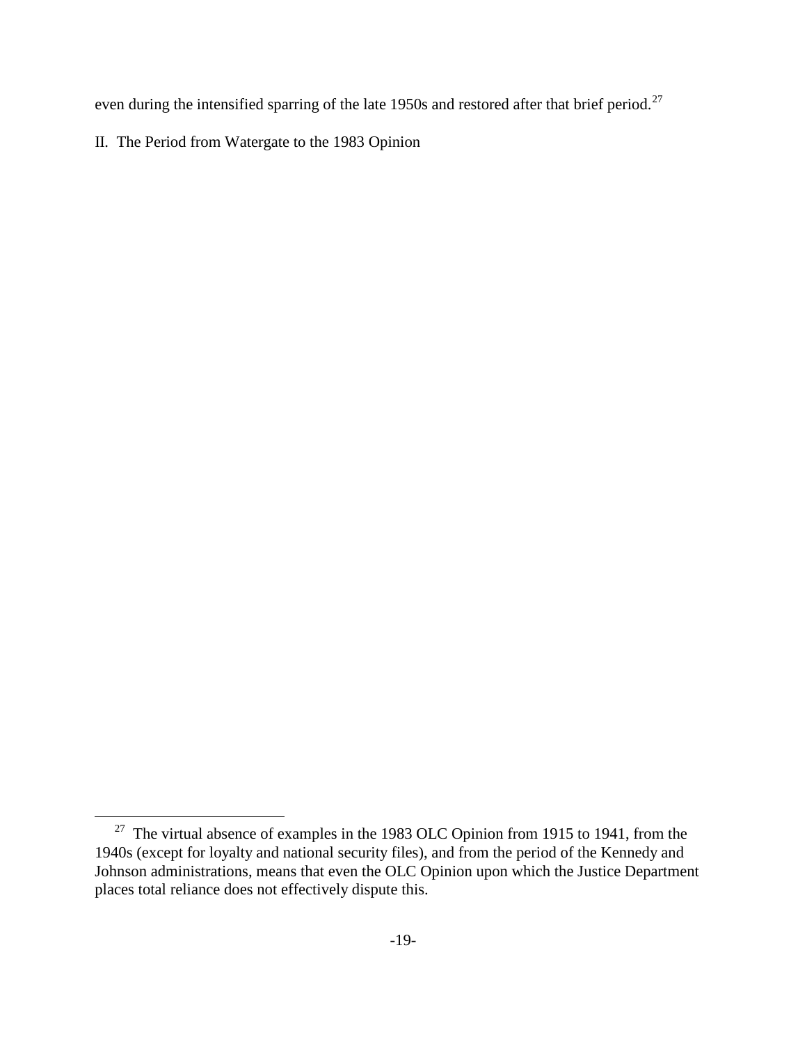even during the intensified sparring of the late 1950s and restored after that brief period.[27]

## II. The Period from Watergate to the 1983 Opinion

[27] The virtual absence of examples in the 1983 OLC Opinion from 1915 to 1941, from the 1940s (except for loyalty and national security files), and from the period of the Kennedy and Johnson administrations, means that even the OLC Opinion upon which the Justice Department places total reliance does not effectively dispute this.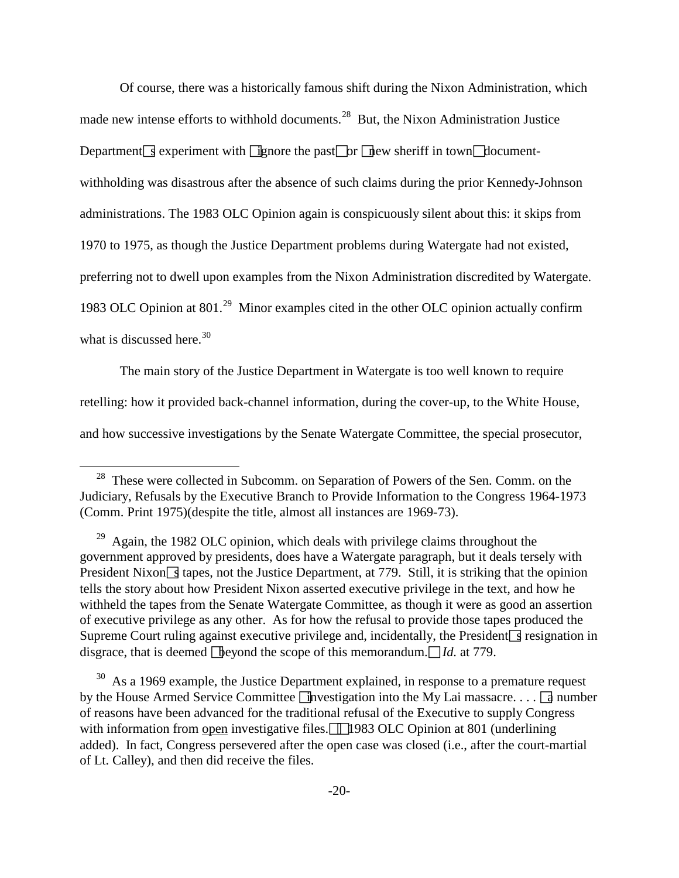Of course, there was a historically famous shift during the Nixon Administration, which made new intense efforts to withhold documents.[28] But, the Nixon Administration Justice Department's experiment with "ignore the past" or "new sheriff in town" document-withholding was disastrous after the absence of such claims during the prior Kennedy-Johnson administrations. The 1983 OLC Opinion again is conspicuously silent about this: it skips from 1970 to 1975, as though the Justice Department problems during Watergate had not existed, preferring not to dwell upon examples from the Nixon Administration discredited by Watergate. 1983 OLC Opinion at 801.[29] Minor examples cited in the other OLC opinion actually confirm what is discussed here.[30]

The main story of the Justice Department in Watergate is too well known to require retelling: how it provided back-channel information, during the cover-up, to the White House, and how successive investigations by the Senate Watergate Committee, the special prosecutor,

---

[28] These were collected in Subcomm. on Separation of Powers of the Sen. Comm. on the Judiciary, Refusals by the Executive Branch to Provide Information to the Congress 1964-1973 (Comm. Print 1975)(despite the title, almost all instances are 1969-73).

[29] Again, the 1982 OLC opinion, which deals with privilege claims throughout the government approved by presidents, does have a Watergate paragraph, but it deals tersely with President Nixon's tapes, not the Justice Department, at 779. Still, it is striking that the opinion tells the story about how President Nixon asserted executive privilege in the text, and how he withheld the tapes from the Senate Watergate Committee, as though it were as good an assertion of executive privilege as any other. As for how the refusal to provide those tapes produced the Supreme Court ruling against executive privilege and, incidentally, the President's resignation in disgrace, that is deemed "beyond the scope of this memorandum." *Id.* at 779.

[30] As a 1969 example, the Justice Department explained, in response to a premature request by the House Armed Service Committee "investigation into the My Lai massacre. . . . 'a number of reasons have been advanced for the traditional refusal of the Executive to supply Congress with information from <u>open</u> investigative files.'" 1983 OLC Opinion at 801 (underlining added). In fact, Congress persevered after the open case was closed (i.e., after the court-martial of Lt. Calley), and then did receive the files.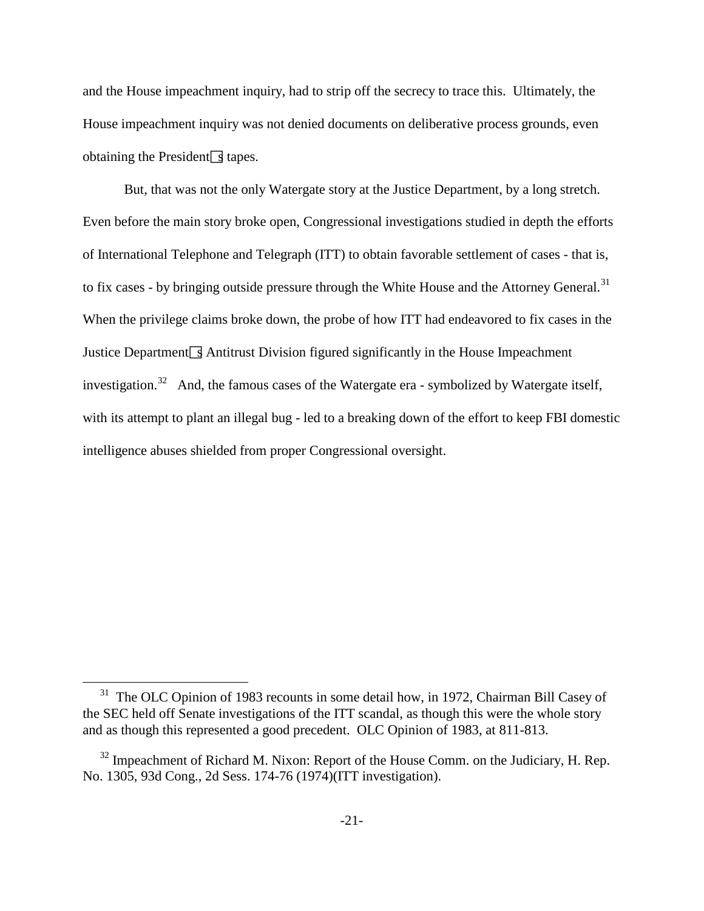and the House impeachment inquiry, had to strip off the secrecy to trace this. Ultimately, the House impeachment inquiry was not denied documents on deliberative process grounds, even obtaining the President's tapes.

But, that was not the only Watergate story at the Justice Department, by a long stretch. Even before the main story broke open, Congressional investigations studied in depth the efforts of International Telephone and Telegraph (ITT) to obtain favorable settlement of cases - that is, to fix cases - by bringing outside pressure through the White House and the Attorney General.[31] When the privilege claims broke down, the probe of how ITT had endeavored to fix cases in the Justice Department's Antitrust Division figured significantly in the House Impeachment investigation.[32] And, the famous cases of the Watergate era - symbolized by Watergate itself, with its attempt to plant an illegal bug - led to a breaking down of the effort to keep FBI domestic intelligence abuses shielded from proper Congressional oversight.

---

[31] The OLC Opinion of 1983 recounts in some detail how, in 1972, Chairman Bill Casey of the SEC held off Senate investigations of the ITT scandal, as though this were the whole story and as though this represented a good precedent. OLC Opinion of 1983, at 811-813.

[32] Impeachment of Richard M. Nixon: Report of the House Comm. on the Judiciary, H. Rep. No. 1305, 93d Cong., 2d Sess. 174-76 (1974)(ITT investigation).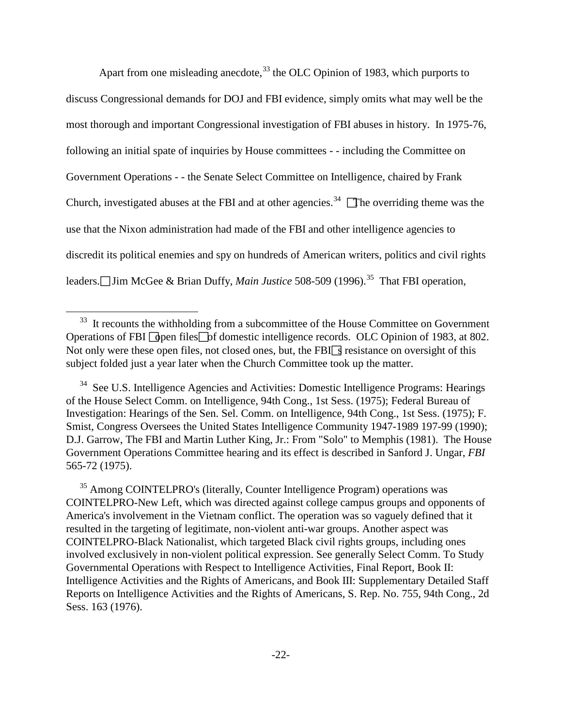Apart from one misleading anecdote,[33] the OLC Opinion of 1983, which purports to discuss Congressional demands for DOJ and FBI evidence, simply omits what may well be the most thorough and important Congressional investigation of FBI abuses in history. In 1975-76, following an initial spate of inquiries by House committees - - including the Committee on Government Operations - - the Senate Select Committee on Intelligence, chaired by Frank Church, investigated abuses at the FBI and at other agencies.[34] "The overriding theme was the use that the Nixon administration had made of the FBI and other intelligence agencies to discredit its political enemies and spy on hundreds of American writers, politics and civil rights leaders." Jim McGee & Brian Duffy, *Main Justice* 508-509 (1996).[35] That FBI operation,

---

[33] It recounts the withholding from a subcommittee of the House Committee on Government Operations of FBI "open files" of domestic intelligence records. OLC Opinion of 1983, at 802. Not only were these open files, not closed ones, but, the FBI's resistance on oversight of this subject folded just a year later when the Church Committee took up the matter.

[34] See U.S. Intelligence Agencies and Activities: Domestic Intelligence Programs: Hearings of the House Select Comm. on Intelligence, 94th Cong., 1st Sess. (1975); Federal Bureau of Investigation: Hearings of the Sen. Sel. Comm. on Intelligence, 94th Cong., 1st Sess. (1975); F. Smist, Congress Oversees the United States Intelligence Community 1947-1989 197-99 (1990); D.J. Garrow, The FBI and Martin Luther King, Jr.: From "Solo" to Memphis (1981). The House Government Operations Committee hearing and its effect is described in Sanford J. Ungar, *FBI* 565-72 (1975).

[35] Among COINTELPRO's (literally, Counter Intelligence Program) operations was COINTELPRO-New Left, which was directed against college campus groups and opponents of America's involvement in the Vietnam conflict. The operation was so vaguely defined that it resulted in the targeting of legitimate, non-violent anti-war groups. Another aspect was COINTELPRO-Black Nationalist, which targeted Black civil rights groups, including ones involved exclusively in non-violent political expression. See generally Select Comm. To Study Governmental Operations with Respect to Intelligence Activities, Final Report, Book II: Intelligence Activities and the Rights of Americans, and Book III: Supplementary Detailed Staff Reports on Intelligence Activities and the Rights of Americans, S. Rep. No. 755, 94th Cong., 2d Sess. 163 (1976).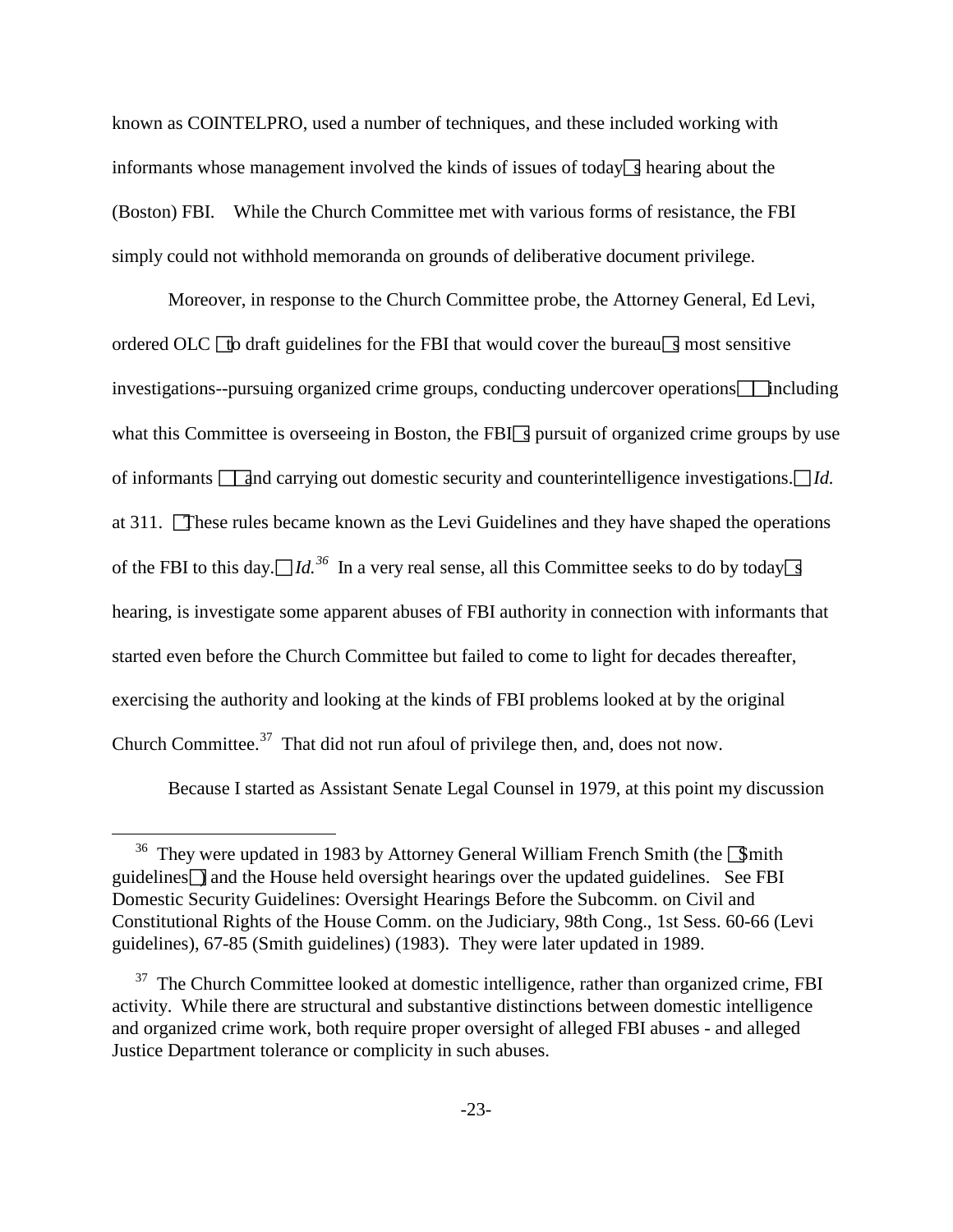known as COINTELPRO, used a number of techniques, and these included working with informants whose management involved the kinds of issues of today's hearing about the (Boston) FBI. While the Church Committee met with various forms of resistance, the FBI simply could not withhold memoranda on grounds of deliberative document privilege.

Moreover, in response to the Church Committee probe, the Attorney General, Ed Levi, ordered OLC "to draft guidelines for the FBI that would cover the bureau's most sensitive investigations--pursuing organized crime groups, conducting undercover operations -- including what this Committee is overseeing in Boston, the FBI's pursuit of organized crime groups by use of informants -- and carrying out domestic security and counterintelligence investigations." *Id.* at 311. "These rules became known as the Levi Guidelines and they have shaped the operations of the FBI to this day." *Id.*[36] In a very real sense, all this Committee seeks to do by today's hearing, is investigate some apparent abuses of FBI authority in connection with informants that started even before the Church Committee but failed to come to light for decades thereafter, exercising the authority and looking at the kinds of FBI problems looked at by the original Church Committee.[37] That did not run afoul of privilege then, and, does not now.

Because I started as Assistant Senate Legal Counsel in 1979, at this point my discussion

---

[36] They were updated in 1983 by Attorney General William French Smith (the "Smith guidelines") and the House held oversight hearings over the updated guidelines. See FBI Domestic Security Guidelines: Oversight Hearings Before the Subcomm. on Civil and Constitutional Rights of the House Comm. on the Judiciary, 98th Cong., 1st Sess. 60-66 (Levi guidelines), 67-85 (Smith guidelines) (1983). They were later updated in 1989.

[37] The Church Committee looked at domestic intelligence, rather than organized crime, FBI activity. While there are structural and substantive distinctions between domestic intelligence and organized crime work, both require proper oversight of alleged FBI abuses - and alleged Justice Department tolerance or complicity in such abuses.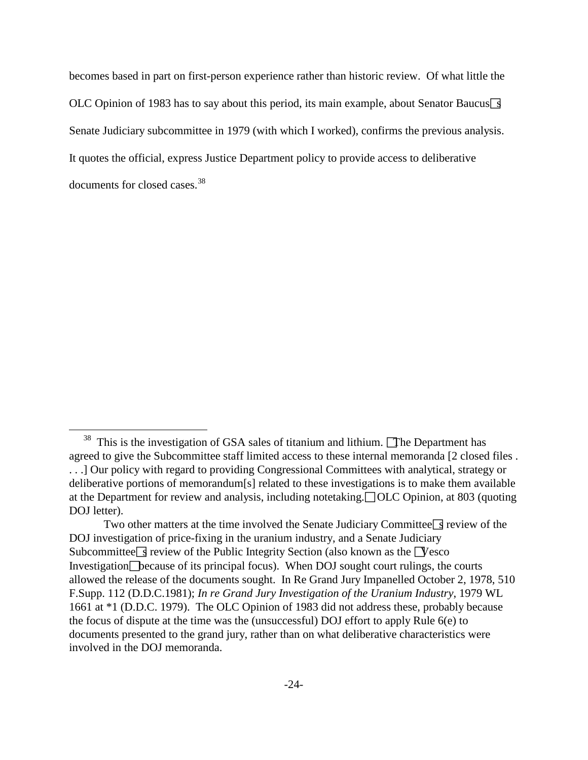becomes based in part on first-person experience rather than historic review. Of what little the OLC Opinion of 1983 has to say about this period, its main example, about Senator Baucus's Senate Judiciary subcommittee in 1979 (with which I worked), confirms the previous analysis. It quotes the official, express Justice Department policy to provide access to deliberative documents for closed cases.[38]

---

[38] This is the investigation of GSA sales of titanium and lithium. "The Department has agreed to give the Subcommittee staff limited access to these internal memoranda [2 closed files . . . .] Our policy with regard to providing Congressional Committees with analytical, strategy or deliberative portions of memorandum[s] related to these investigations is to make them available at the Department for review and analysis, including notetaking." OLC Opinion, at 803 (quoting DOJ letter).

Two other matters at the time involved the Senate Judiciary Committee's review of the DOJ investigation of price-fixing in the uranium industry, and a Senate Judiciary Subcommittee's review of the Public Integrity Section (also known as the "Vesco Investigation" because of its principal focus). When DOJ sought court rulings, the courts allowed the release of the documents sought. In Re Grand Jury Impanelled October 2, 1978, 510 F.Supp. 112 (D.D.C.1981); *In re Grand Jury Investigation of the Uranium Industry*, 1979 WL 1661 at *1 (D.D.C. 1979). The OLC Opinion of 1983 did not address these, probably because the focus of dispute at the time was the (unsuccessful) DOJ effort to apply Rule 6(e) to documents presented to the grand jury, rather than on what deliberative characteristics were involved in the DOJ memoranda.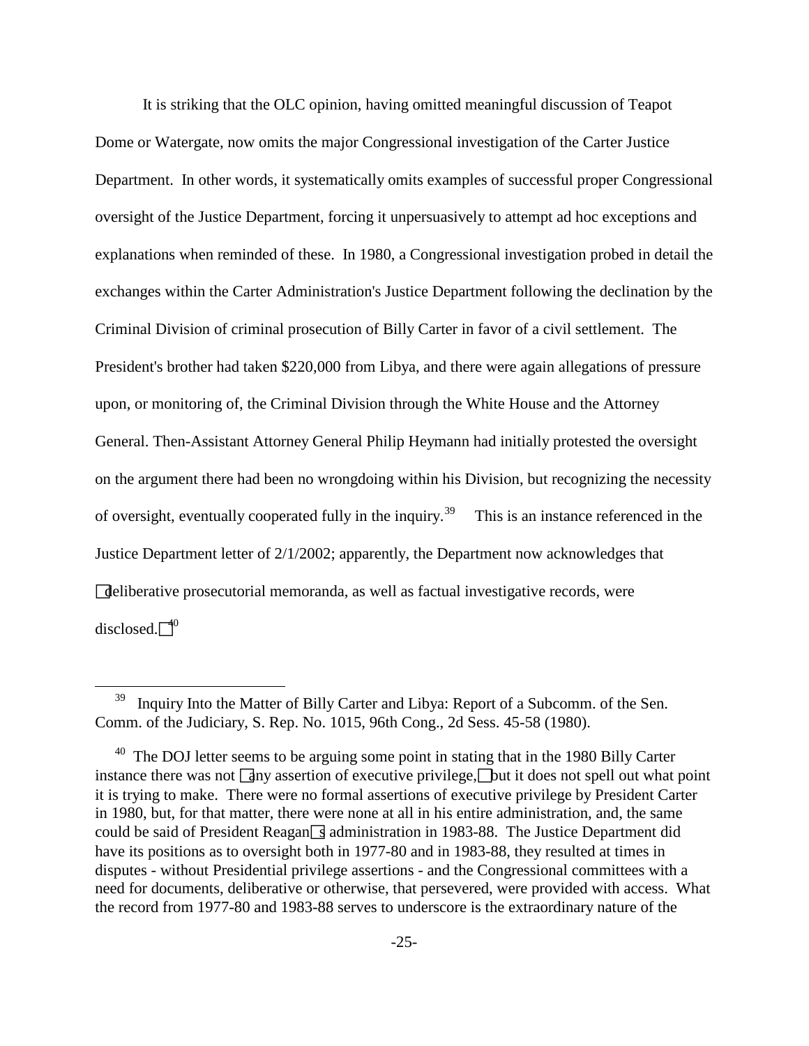It is striking that the OLC opinion, having omitted meaningful discussion of Teapot Dome or Watergate, now omits the major Congressional investigation of the Carter Justice Department. In other words, it systematically omits examples of successful proper Congressional oversight of the Justice Department, forcing it unpersuasively to attempt ad hoc exceptions and explanations when reminded of these. In 1980, a Congressional investigation probed in detail the exchanges within the Carter Administration's Justice Department following the declination by the Criminal Division of criminal prosecution of Billy Carter in favor of a civil settlement. The President's brother had taken $220,000 from Libya, and there were again allegations of pressure upon, or monitoring of, the Criminal Division through the White House and the Attorney General. Then-Assistant Attorney General Philip Heymann had initially protested the oversight on the argument there had been no wrongdoing within his Division, but recognizing the necessity of oversight, eventually cooperated fully in the inquiry.[39] This is an instance referenced in the Justice Department letter of 2/1/2002; apparently, the Department now acknowledges that "deliberative prosecutorial memoranda, as well as factual investigative records, were disclosed."[40]

---

[39] Inquiry Into the Matter of Billy Carter and Libya: Report of a Subcomm. of the Sen. Comm. of the Judiciary, S. Rep. No. 1015, 96th Cong., 2d Sess. 45-58 (1980).

[40] The DOJ letter seems to be arguing some point in stating that in the 1980 Billy Carter instance there was not "any assertion of executive privilege," but it does not spell out what point it is trying to make. There were no formal assertions of executive privilege by President Carter in 1980, but, for that matter, there were none at all in his entire administration, and, the same could be said of President Reagan's administration in 1983-88. The Justice Department did have its positions as to oversight both in 1977-80 and in 1983-88, they resulted at times in disputes - without Presidential privilege assertions - and the Congressional committees with a need for documents, deliberative or otherwise, that persevered, were provided with access. What the record from 1977-80 and 1983-88 serves to underscore is the extraordinary nature of the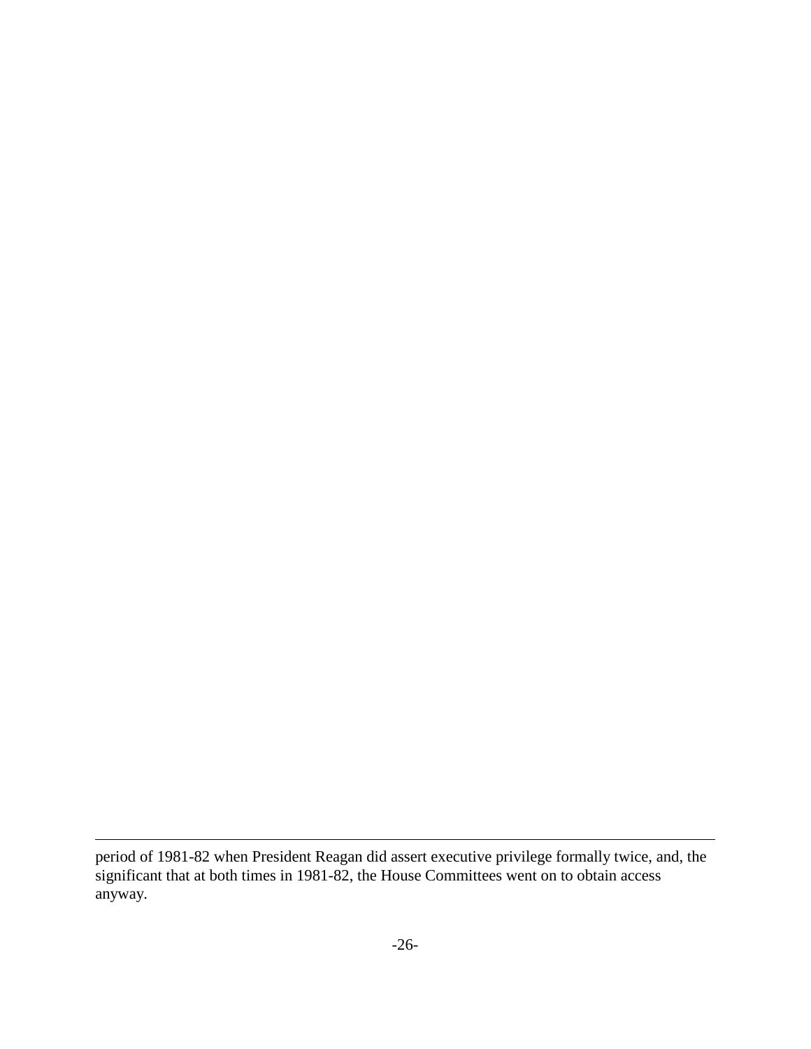period of 1981-82 when President Reagan did assert executive privilege formally twice, and, the significant that at both times in 1981-82, the House Committees went on to obtain access anyway.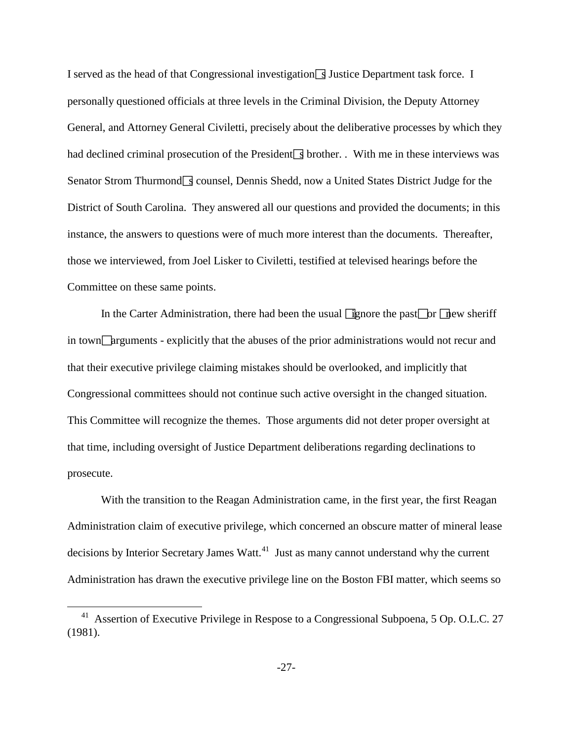I served as the head of that Congressional investigation's Justice Department task force. I personally questioned officials at three levels in the Criminal Division, the Deputy Attorney General, and Attorney General Civiletti, precisely about the deliberative processes by which they had declined criminal prosecution of the President's brother. . With me in these interviews was Senator Strom Thurmond's counsel, Dennis Shedd, now a United States District Judge for the District of South Carolina. They answered all our questions and provided the documents; in this instance, the answers to questions were of much more interest than the documents. Thereafter, those we interviewed, from Joel Lisker to Civiletti, testified at televised hearings before the Committee on these same points.

In the Carter Administration, there had been the usual "ignore the past" or "new sheriff in town" arguments - explicitly that the abuses of the prior administrations would not recur and that their executive privilege claiming mistakes should be overlooked, and implicitly that Congressional committees should not continue such active oversight in the changed situation. This Committee will recognize the themes. Those arguments did not deter proper oversight at that time, including oversight of Justice Department deliberations regarding declinations to prosecute.

With the transition to the Reagan Administration came, in the first year, the first Reagan Administration claim of executive privilege, which concerned an obscure matter of mineral lease decisions by Interior Secretary James Watt.[41] Just as many cannot understand why the current Administration has drawn the executive privilege line on the Boston FBI matter, which seems so

[41] Assertion of Executive Privilege in Respose to a Congressional Subpoena, 5 Op. O.L.C. 27 (1981).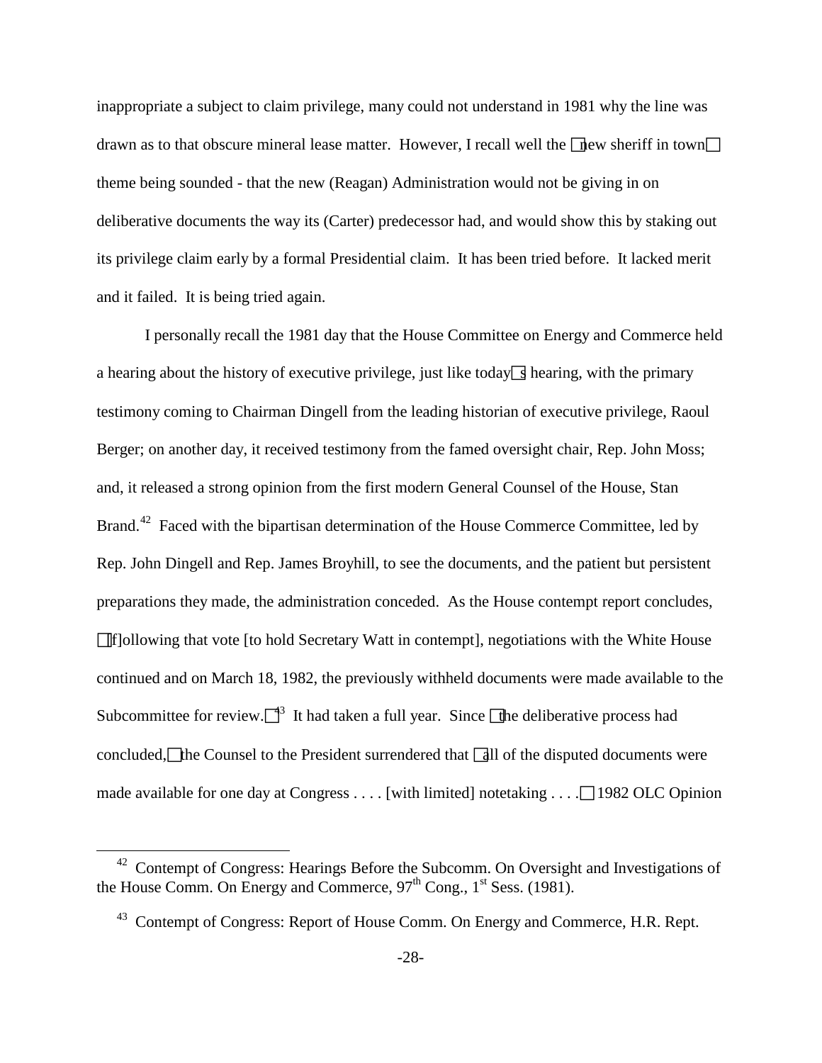inappropriate a subject to claim privilege, many could not understand in 1981 why the line was drawn as to that obscure mineral lease matter. However, I recall well the "new sheriff in town" theme being sounded - that the new (Reagan) Administration would not be giving in on deliberative documents the way its (Carter) predecessor had, and would show this by staking out its privilege claim early by a formal Presidential claim. It has been tried before. It lacked merit and it failed. It is being tried again.

I personally recall the 1981 day that the House Committee on Energy and Commerce held a hearing about the history of executive privilege, just like today's hearing, with the primary testimony coming to Chairman Dingell from the leading historian of executive privilege, Raoul Berger; on another day, it received testimony from the famed oversight chair, Rep. John Moss; and, it released a strong opinion from the first modern General Counsel of the House, Stan Brand.[42] Faced with the bipartisan determination of the House Commerce Committee, led by Rep. John Dingell and Rep. James Broyhill, to see the documents, and the patient but persistent preparations they made, the administration conceded. As the House contempt report concludes, "[f]ollowing that vote [to hold Secretary Watt in contempt], negotiations with the White House continued and on March 18, 1982, the previously withheld documents were made available to the Subcommittee for review."[43] It had taken a full year. Since "the deliberative process had concluded," the Counsel to the President surrendered that "all of the disputed documents were made available for one day at Congress . . . . [with limited] notetaking . . . ." 1982 OLC Opinion

[42] Contempt of Congress: Hearings Before the Subcomm. On Oversight and Investigations of the House Comm. On Energy and Commerce, 97th Cong., 1st Sess. (1981).

[43] Contempt of Congress: Report of House Comm. On Energy and Commerce, H.R. Rept.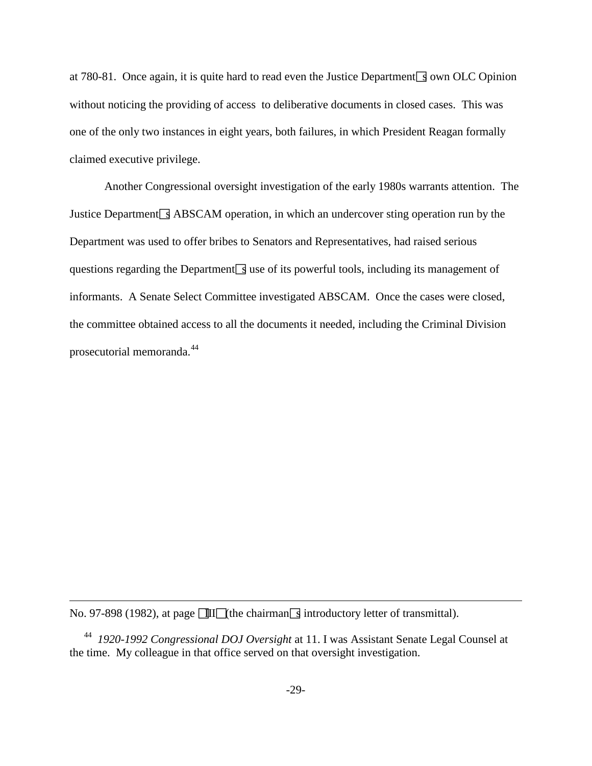at 780-81. Once again, it is quite hard to read even the Justice Department's own OLC Opinion without noticing the providing of access to deliberative documents in closed cases. This was one of the only two instances in eight years, both failures, in which President Reagan formally claimed executive privilege.

Another Congressional oversight investigation of the early 1980s warrants attention. The Justice Department's ABSCAM operation, in which an undercover sting operation run by the Department was used to offer bribes to Senators and Representatives, had raised serious questions regarding the Department's use of its powerful tools, including its management of informants. A Senate Select Committee investigated ABSCAM. Once the cases were closed, the committee obtained access to all the documents it needed, including the Criminal Division prosecutorial memoranda.[44]

---

No. 97-898 (1982), at page "III" (the chairman's introductory letter of transmittal).

[44] *1920-1992 Congressional DOJ Oversight* at 11. I was Assistant Senate Legal Counsel at the time. My colleague in that office served on that oversight investigation.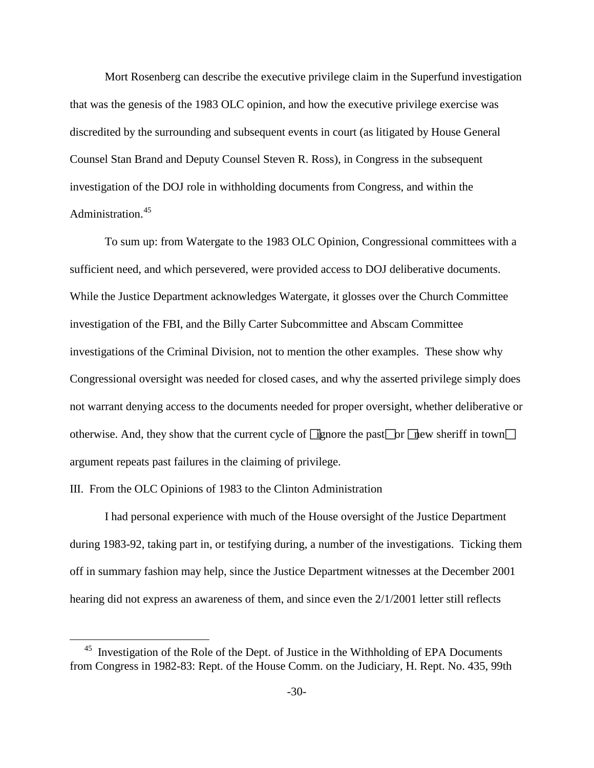Mort Rosenberg can describe the executive privilege claim in the Superfund investigation that was the genesis of the 1983 OLC opinion, and how the executive privilege exercise was discredited by the surrounding and subsequent events in court (as litigated by House General Counsel Stan Brand and Deputy Counsel Steven R. Ross), in Congress in the subsequent investigation of the DOJ role in withholding documents from Congress, and within the Administration.[45]

To sum up: from Watergate to the 1983 OLC Opinion, Congressional committees with a sufficient need, and which persevered, were provided access to DOJ deliberative documents. While the Justice Department acknowledges Watergate, it glosses over the Church Committee investigation of the FBI, and the Billy Carter Subcommittee and Abscam Committee investigations of the Criminal Division, not to mention the other examples. These show why Congressional oversight was needed for closed cases, and why the asserted privilege simply does not warrant denying access to the documents needed for proper oversight, whether deliberative or otherwise. And, they show that the current cycle of "ignore the past" or "new sheriff in town" argument repeats past failures in the claiming of privilege.

## III. From the OLC Opinions of 1983 to the Clinton Administration

I had personal experience with much of the House oversight of the Justice Department during 1983-92, taking part in, or testifying during, a number of the investigations. Ticking them off in summary fashion may help, since the Justice Department witnesses at the December 2001 hearing did not express an awareness of them, and since even the 2/1/2001 letter still reflects

---

[45] Investigation of the Role of the Dept. of Justice in the Withholding of EPA Documents from Congress in 1982-83: Rept. of the House Comm. on the Judiciary, H. Rept. No. 435, 99th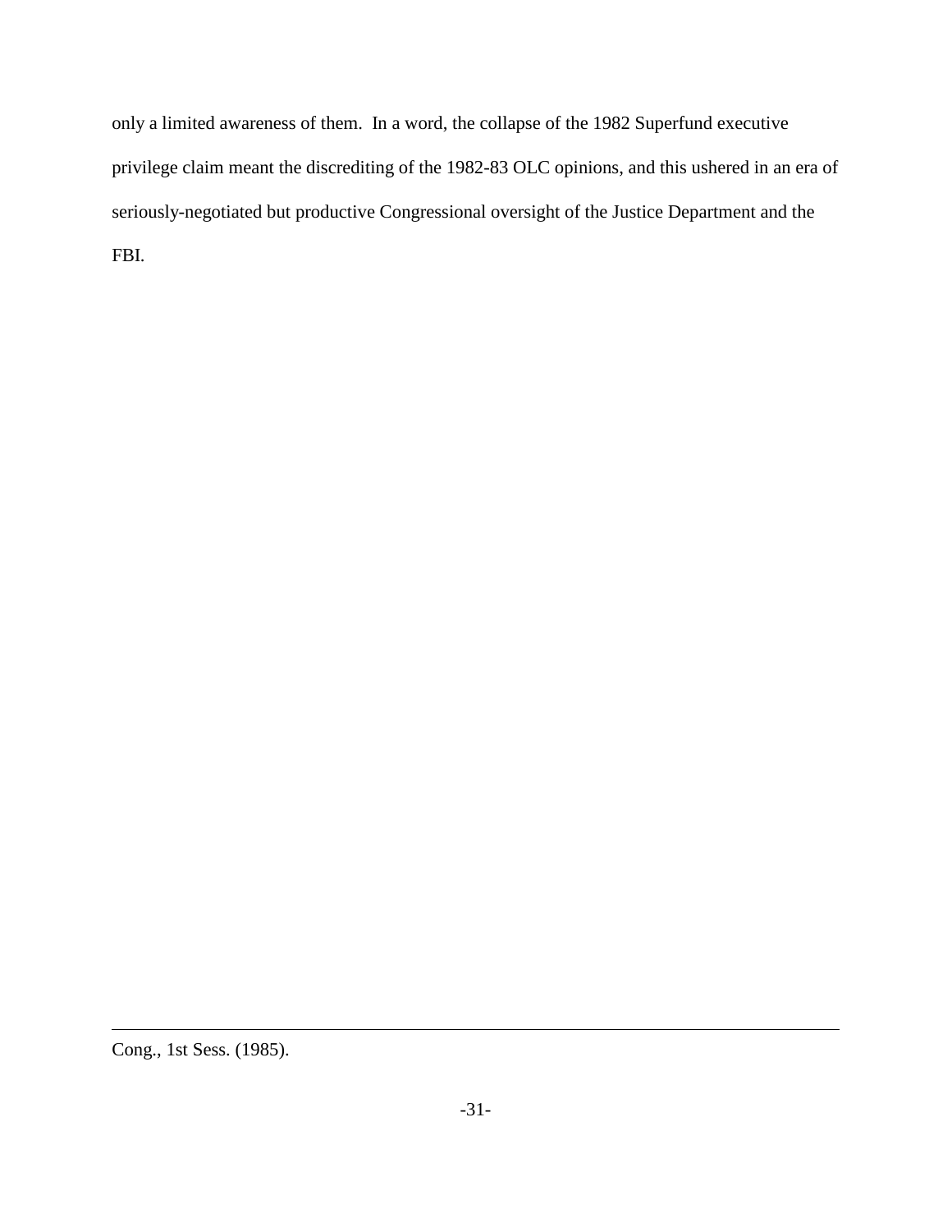only a limited awareness of them. In a word, the collapse of the 1982 Superfund executive privilege claim meant the discrediting of the 1982-83 OLC opinions, and this ushered in an era of seriously-negotiated but productive Congressional oversight of the Justice Department and the FBI.

---

Cong., 1st Sess. (1985).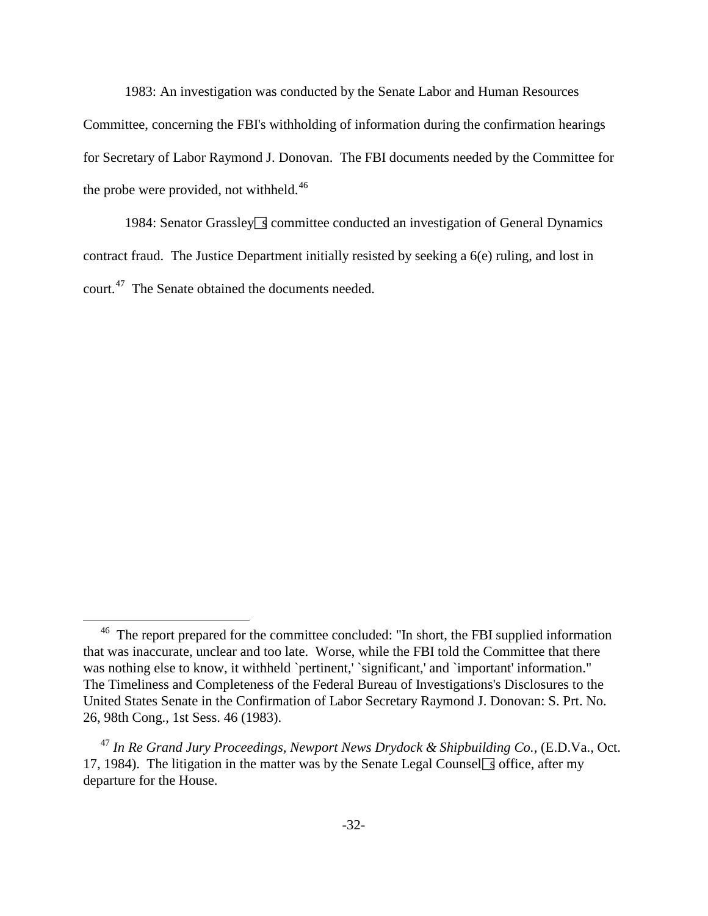1983: An investigation was conducted by the Senate Labor and Human Resources Committee, concerning the FBI's withholding of information during the confirmation hearings for Secretary of Labor Raymond J. Donovan. The FBI documents needed by the Committee for the probe were provided, not withheld.[46]

1984: Senator Grassley's committee conducted an investigation of General Dynamics contract fraud. The Justice Department initially resisted by seeking a 6(e) ruling, and lost in court.[47] The Senate obtained the documents needed.

---

[46] The report prepared for the committee concluded: "In short, the FBI supplied information that was inaccurate, unclear and too late. Worse, while the FBI told the Committee that there was nothing else to know, it withheld `pertinent,' `significant,' and `important' information." The Timeliness and Completeness of the Federal Bureau of Investigations's Disclosures to the United States Senate in the Confirmation of Labor Secretary Raymond J. Donovan: S. Prt. No. 26, 98th Cong., 1st Sess. 46 (1983).

[47] *In Re Grand Jury Proceedings, Newport News Drydock & Shipbuilding Co.*, (E.D.Va., Oct. 17, 1984). The litigation in the matter was by the Senate Legal Counsel's office, after my departure for the House.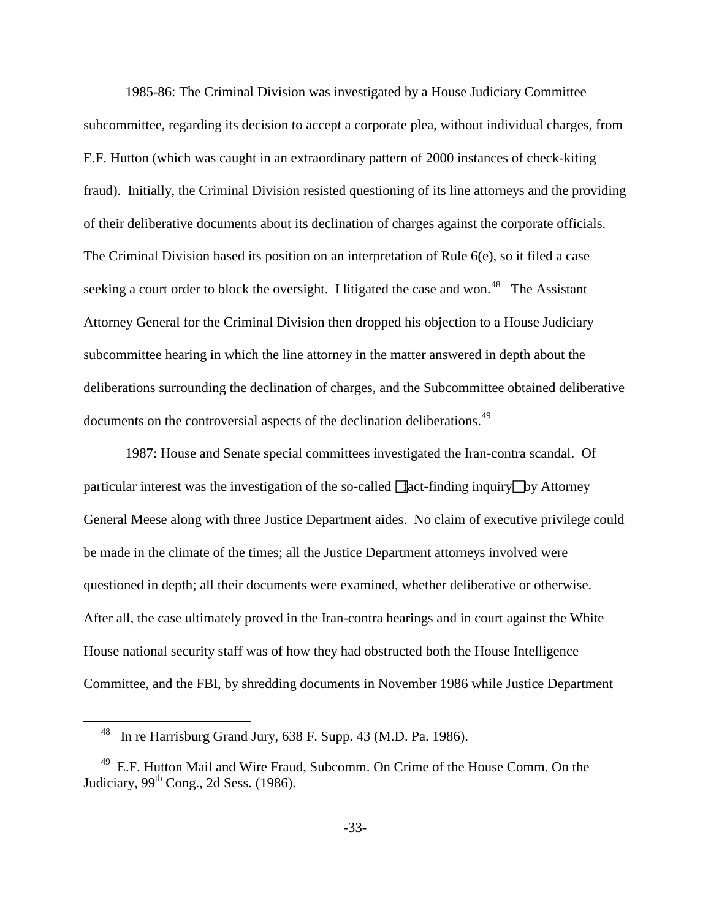1985-86: The Criminal Division was investigated by a House Judiciary Committee subcommittee, regarding its decision to accept a corporate plea, without individual charges, from E.F. Hutton (which was caught in an extraordinary pattern of 2000 instances of check-kiting fraud). Initially, the Criminal Division resisted questioning of its line attorneys and the providing of their deliberative documents about its declination of charges against the corporate officials. The Criminal Division based its position on an interpretation of Rule 6(e), so it filed a case seeking a court order to block the oversight. I litigated the case and won.[48] The Assistant Attorney General for the Criminal Division then dropped his objection to a House Judiciary subcommittee hearing in which the line attorney in the matter answered in depth about the deliberations surrounding the declination of charges, and the Subcommittee obtained deliberative documents on the controversial aspects of the declination deliberations.[49]

1987: House and Senate special committees investigated the Iran-contra scandal. Of particular interest was the investigation of the so-called "fact-finding inquiry" by Attorney General Meese along with three Justice Department aides. No claim of executive privilege could be made in the climate of the times; all the Justice Department attorneys involved were questioned in depth; all their documents were examined, whether deliberative or otherwise. After all, the case ultimately proved in the Iran-contra hearings and in court against the White House national security staff was of how they had obstructed both the House Intelligence Committee, and the FBI, by shredding documents in November 1986 while Justice Department

---

[48] In re Harrisburg Grand Jury, 638 F. Supp. 43 (M.D. Pa. 1986).

[49] E.F. Hutton Mail and Wire Fraud, Subcomm. On Crime of the House Comm. On the Judiciary, 99th Cong., 2d Sess. (1986).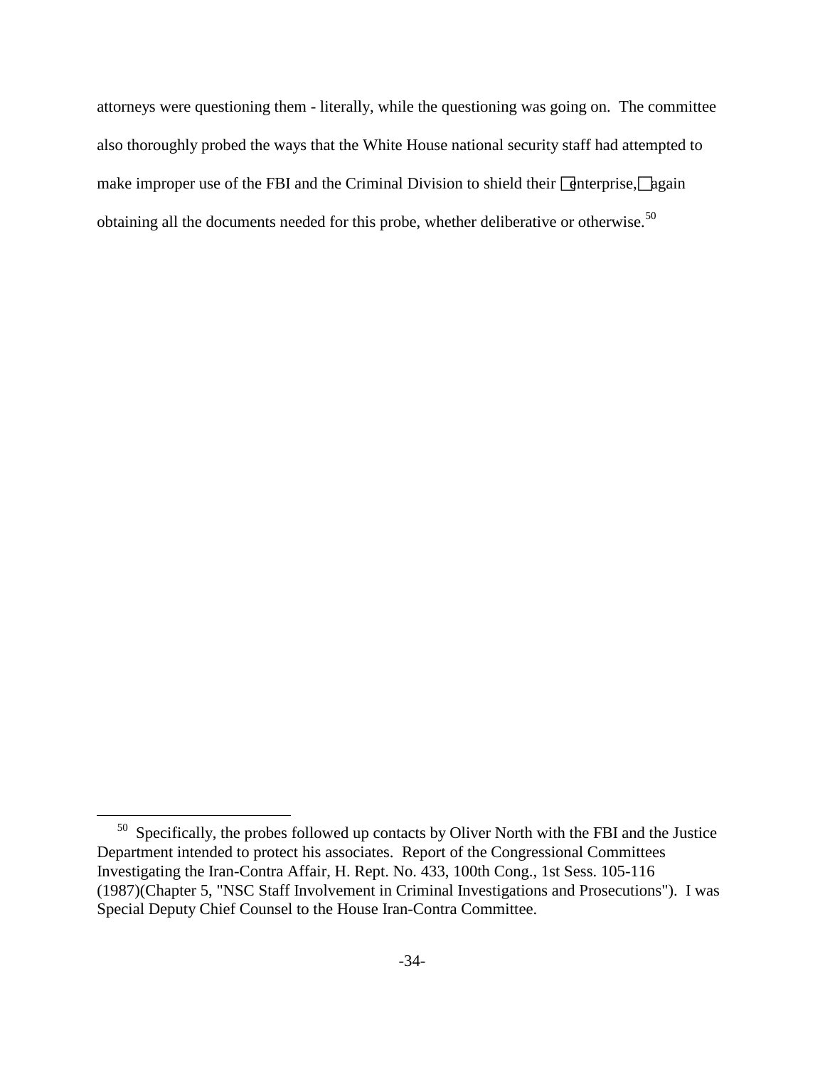attorneys were questioning them - literally, while the questioning was going on. The committee also thoroughly probed the ways that the White House national security staff had attempted to make improper use of the FBI and the Criminal Division to shield their "enterprise," again obtaining all the documents needed for this probe, whether deliberative or otherwise.[50]

---

[50] Specifically, the probes followed up contacts by Oliver North with the FBI and the Justice Department intended to protect his associates. Report of the Congressional Committees Investigating the Iran-Contra Affair, H. Rept. No. 433, 100th Cong., 1st Sess. 105-116 (1987)(Chapter 5, "NSC Staff Involvement in Criminal Investigations and Prosecutions"). I was Special Deputy Chief Counsel to the House Iran-Contra Committee.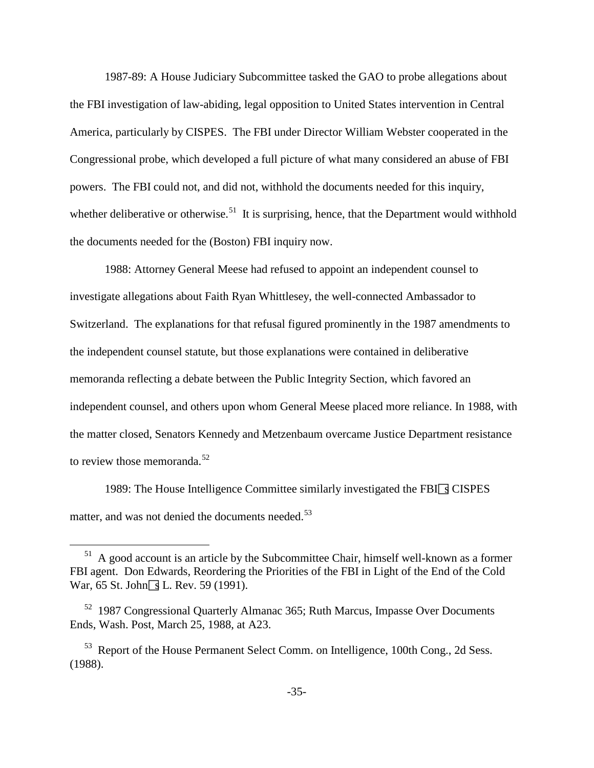1987-89: A House Judiciary Subcommittee tasked the GAO to probe allegations about the FBI investigation of law-abiding, legal opposition to United States intervention in Central America, particularly by CISPES. The FBI under Director William Webster cooperated in the Congressional probe, which developed a full picture of what many considered an abuse of FBI powers. The FBI could not, and did not, withhold the documents needed for this inquiry, whether deliberative or otherwise.[51] It is surprising, hence, that the Department would withhold the documents needed for the (Boston) FBI inquiry now.

1988: Attorney General Meese had refused to appoint an independent counsel to investigate allegations about Faith Ryan Whittlesey, the well-connected Ambassador to Switzerland. The explanations for that refusal figured prominently in the 1987 amendments to the independent counsel statute, but those explanations were contained in deliberative memoranda reflecting a debate between the Public Integrity Section, which favored an independent counsel, and others upon whom General Meese placed more reliance. In 1988, with the matter closed, Senators Kennedy and Metzenbaum overcame Justice Department resistance to review those memoranda.[52]

1989: The House Intelligence Committee similarly investigated the FBI's CISPES matter, and was not denied the documents needed.[53]

---

[51] A good account is an article by the Subcommittee Chair, himself well-known as a former FBI agent. Don Edwards, Reordering the Priorities of the FBI in Light of the End of the Cold War, 65 St. John's L. Rev. 59 (1991).

[52] 1987 Congressional Quarterly Almanac 365; Ruth Marcus, Impasse Over Documents Ends, Wash. Post, March 25, 1988, at A23.

[53] Report of the House Permanent Select Comm. on Intelligence, 100th Cong., 2d Sess. (1988).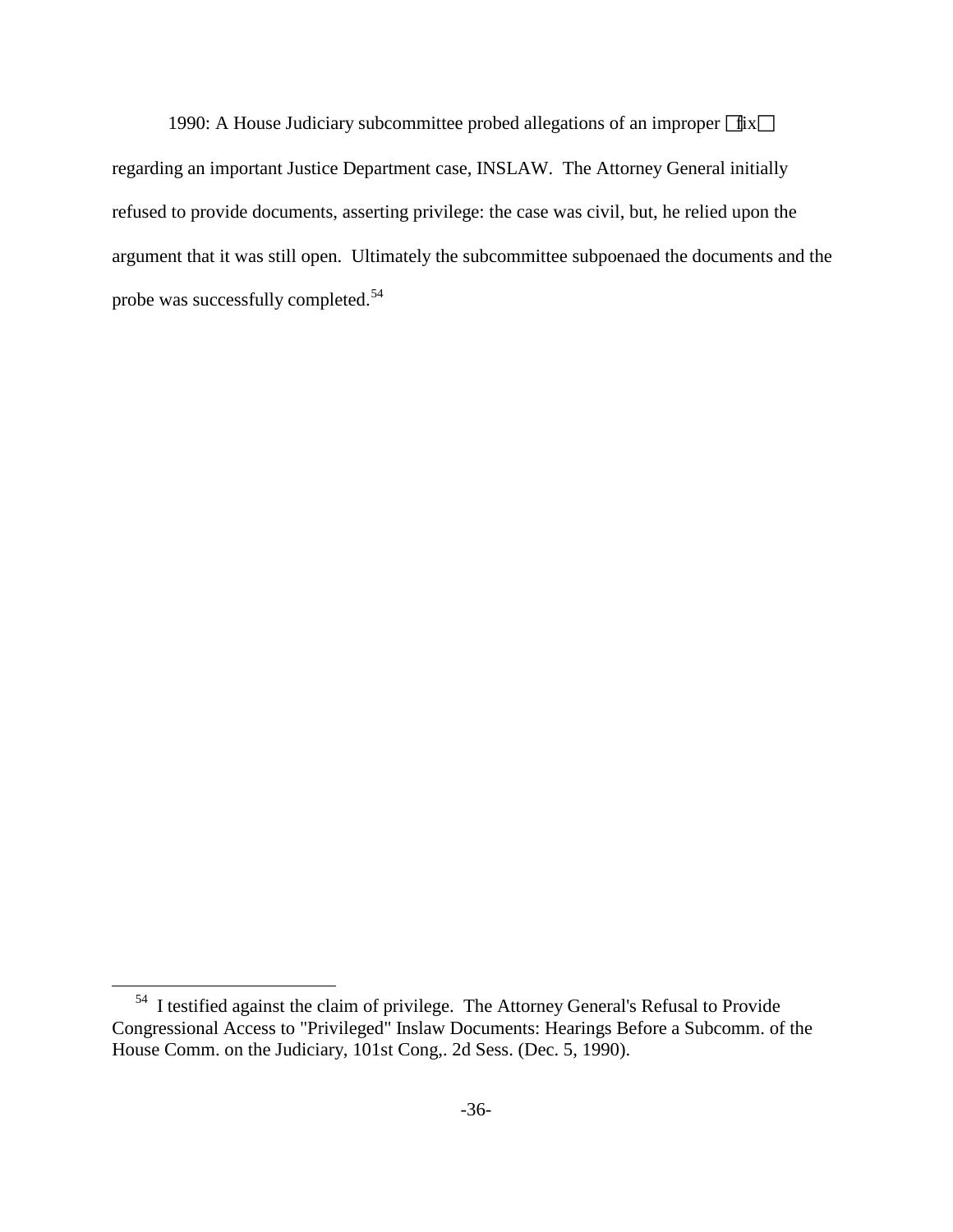1990: A House Judiciary subcommittee probed allegations of an improper "fix" regarding an important Justice Department case, INSLAW. The Attorney General initially refused to provide documents, asserting privilege: the case was civil, but, he relied upon the argument that it was still open. Ultimately the subcommittee subpoenaed the documents and the probe was successfully completed.[54]

---

[54] I testified against the claim of privilege. The Attorney General's Refusal to Provide Congressional Access to "Privileged" Inslaw Documents: Hearings Before a Subcomm. of the House Comm. on the Judiciary, 101st Cong,. 2d Sess. (Dec. 5, 1990).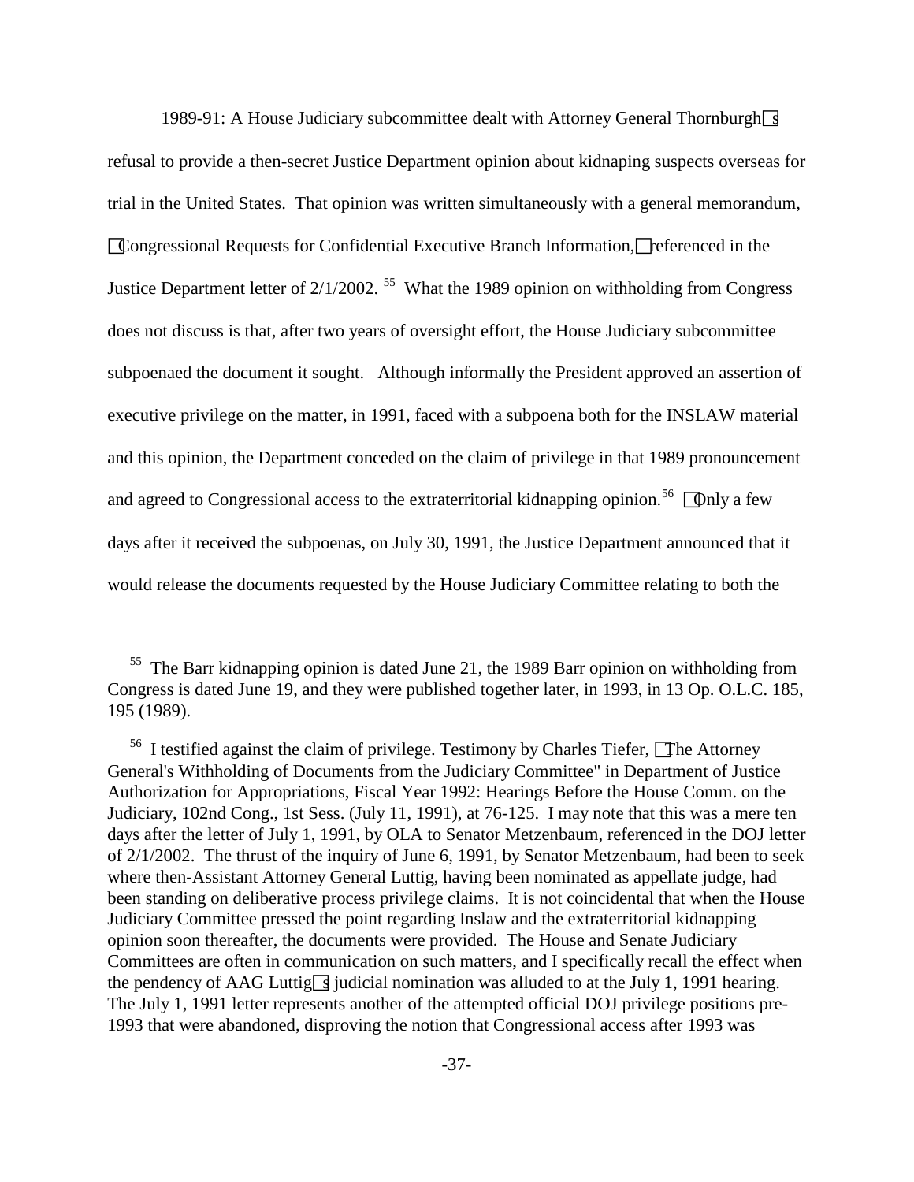1989-91: A House Judiciary subcommittee dealt with Attorney General Thornburgh's refusal to provide a then-secret Justice Department opinion about kidnaping suspects overseas for trial in the United States. That opinion was written simultaneously with a general memorandum, "Congressional Requests for Confidential Executive Branch Information," referenced in the Justice Department letter of 2/1/2002. [55] What the 1989 opinion on withholding from Congress does not discuss is that, after two years of oversight effort, the House Judiciary subcommittee subpoenaed the document it sought. Although informally the President approved an assertion of executive privilege on the matter, in 1991, faced with a subpoena both for the INSLAW material and this opinion, the Department conceded on the claim of privilege in that 1989 pronouncement and agreed to Congressional access to the extraterritorial kidnapping opinion.[56] "Only a few days after it received the subpoenas, on July 30, 1991, the Justice Department announced that it would release the documents requested by the House Judiciary Committee relating to both the

---

[55] The Barr kidnapping opinion is dated June 21, the 1989 Barr opinion on withholding from Congress is dated June 19, and they were published together later, in 1993, in 13 Op. O.L.C. 185, 195 (1989).

[56] I testified against the claim of privilege. Testimony by Charles Tiefer, "The Attorney General's Withholding of Documents from the Judiciary Committee" in Department of Justice Authorization for Appropriations, Fiscal Year 1992: Hearings Before the House Comm. on the Judiciary, 102nd Cong., 1st Sess. (July 11, 1991), at 76-125. I may note that this was a mere ten days after the letter of July 1, 1991, by OLA to Senator Metzenbaum, referenced in the DOJ letter of 2/1/2002. The thrust of the inquiry of June 6, 1991, by Senator Metzenbaum, had been to seek where then-Assistant Attorney General Luttig, having been nominated as appellate judge, had been standing on deliberative process privilege claims. It is not coincidental that when the House Judiciary Committee pressed the point regarding Inslaw and the extraterritorial kidnapping opinion soon thereafter, the documents were provided. The House and Senate Judiciary Committees are often in communication on such matters, and I specifically recall the effect when the pendency of AAG Luttig's judicial nomination was alluded to at the July 1, 1991 hearing. The July 1, 1991 letter represents another of the attempted official DOJ privilege positions pre-1993 that were abandoned, disproving the notion that Congressional access after 1993 was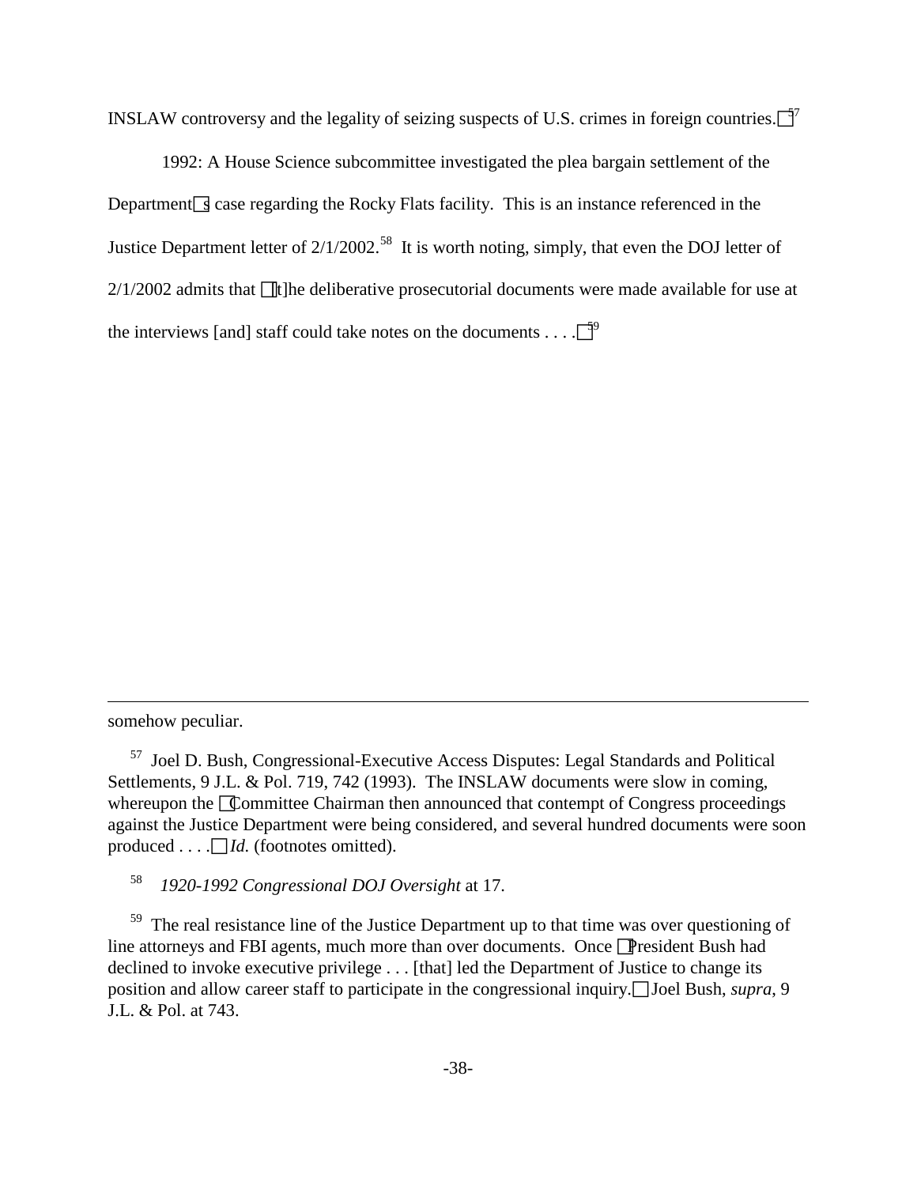INSLAW controversy and the legality of seizing suspects of U.S. crimes in foreign countries."[57]

1992: A House Science subcommittee investigated the plea bargain settlement of the Department's case regarding the Rocky Flats facility. This is an instance referenced in the Justice Department letter of 2/1/2002.[58] It is worth noting, simply, that even the DOJ letter of 2/1/2002 admits that "[t]he deliberative prosecutorial documents were made available for use at the interviews [and] staff could take notes on the documents . . . ."[59]

---

somehow peculiar.

[57] Joel D. Bush, Congressional-Executive Access Disputes: Legal Standards and Political Settlements, 9 J.L. & Pol. 719, 742 (1993). The INSLAW documents were slow in coming, whereupon the "Committee Chairman then announced that contempt of Congress proceedings against the Justice Department were being considered, and several hundred documents were soon produced . . . ." *Id.* (footnotes omitted).

[58] *1920-1992 Congressional DOJ Oversight* at 17.

[59] The real resistance line of the Justice Department up to that time was over questioning of line attorneys and FBI agents, much more than over documents. Once "President Bush had declined to invoke executive privilege . . . [that] led the Department of Justice to change its position and allow career staff to participate in the congressional inquiry." Joel Bush, *supra*, 9 J.L. & Pol. at 743.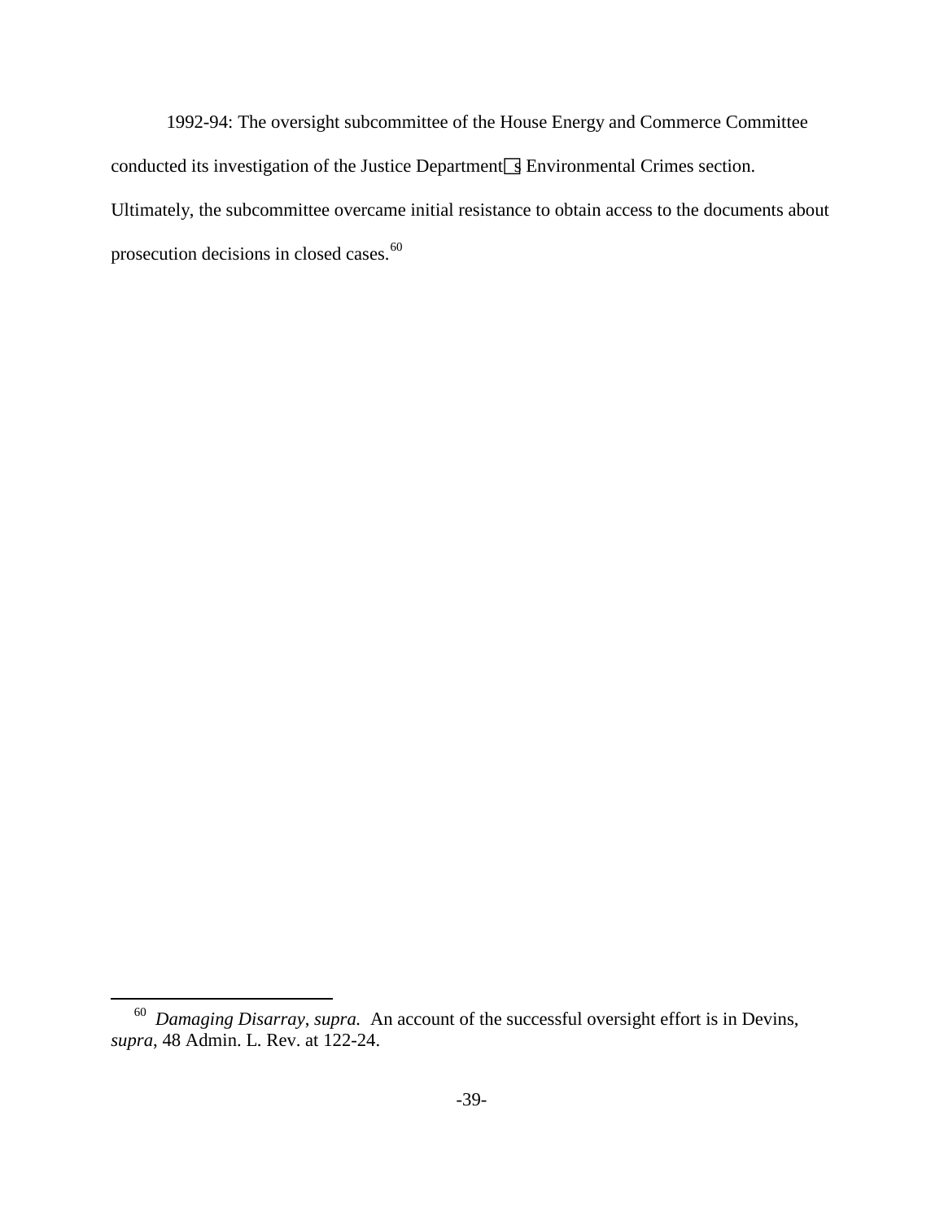1992-94: The oversight subcommittee of the House Energy and Commerce Committee conducted its investigation of the Justice Department's Environmental Crimes section. Ultimately, the subcommittee overcame initial resistance to obtain access to the documents about prosecution decisions in closed cases.[60]

---

[60] *Damaging Disarray*, *supra.* An account of the successful oversight effort is in Devins, *supra*, 48 Admin. L. Rev. at 122-24.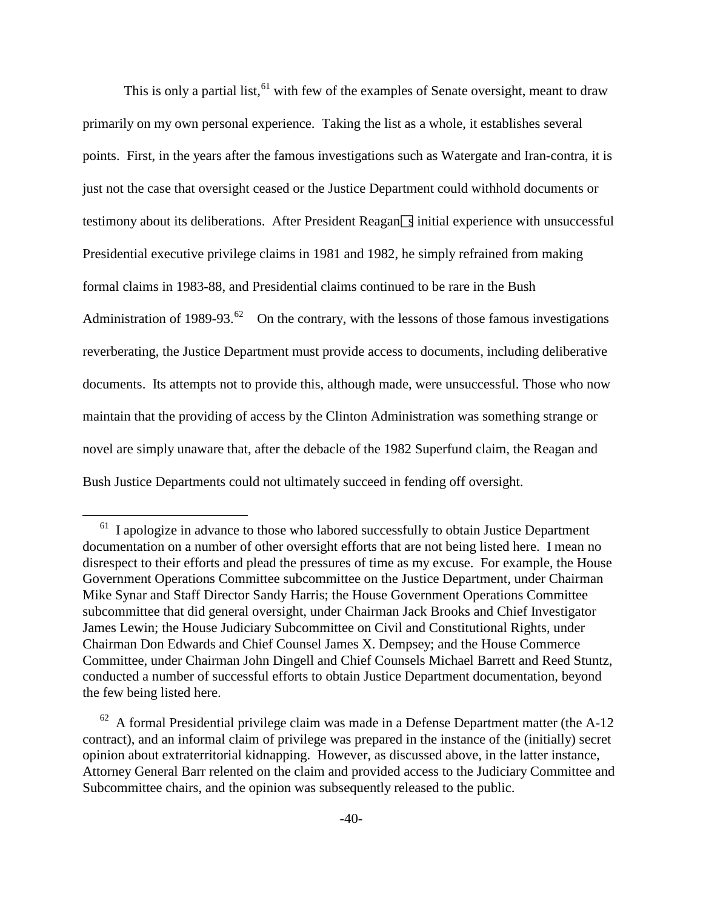This is only a partial list,[61] with few of the examples of Senate oversight, meant to draw primarily on my own personal experience. Taking the list as a whole, it establishes several points. First, in the years after the famous investigations such as Watergate and Iran-contra, it is just not the case that oversight ceased or the Justice Department could withhold documents or testimony about its deliberations. After President Reagan's initial experience with unsuccessful Presidential executive privilege claims in 1981 and 1982, he simply refrained from making formal claims in 1983-88, and Presidential claims continued to be rare in the Bush Administration of 1989-93.[62] On the contrary, with the lessons of those famous investigations reverberating, the Justice Department must provide access to documents, including deliberative documents. Its attempts not to provide this, although made, were unsuccessful. Those who now maintain that the providing of access by the Clinton Administration was something strange or novel are simply unaware that, after the debacle of the 1982 Superfund claim, the Reagan and Bush Justice Departments could not ultimately succeed in fending off oversight.

---

[61] I apologize in advance to those who labored successfully to obtain Justice Department documentation on a number of other oversight efforts that are not being listed here. I mean no disrespect to their efforts and plead the pressures of time as my excuse. For example, the House Government Operations Committee subcommittee on the Justice Department, under Chairman Mike Synar and Staff Director Sandy Harris; the House Government Operations Committee subcommittee that did general oversight, under Chairman Jack Brooks and Chief Investigator James Lewin; the House Judiciary Subcommittee on Civil and Constitutional Rights, under Chairman Don Edwards and Chief Counsel James X. Dempsey; and the House Commerce Committee, under Chairman John Dingell and Chief Counsels Michael Barrett and Reed Stuntz, conducted a number of successful efforts to obtain Justice Department documentation, beyond the few being listed here.

[62] A formal Presidential privilege claim was made in a Defense Department matter (the A-12 contract), and an informal claim of privilege was prepared in the instance of the (initially) secret opinion about extraterritorial kidnapping. However, as discussed above, in the latter instance, Attorney General Barr relented on the claim and provided access to the Judiciary Committee and Subcommittee chairs, and the opinion was subsequently released to the public.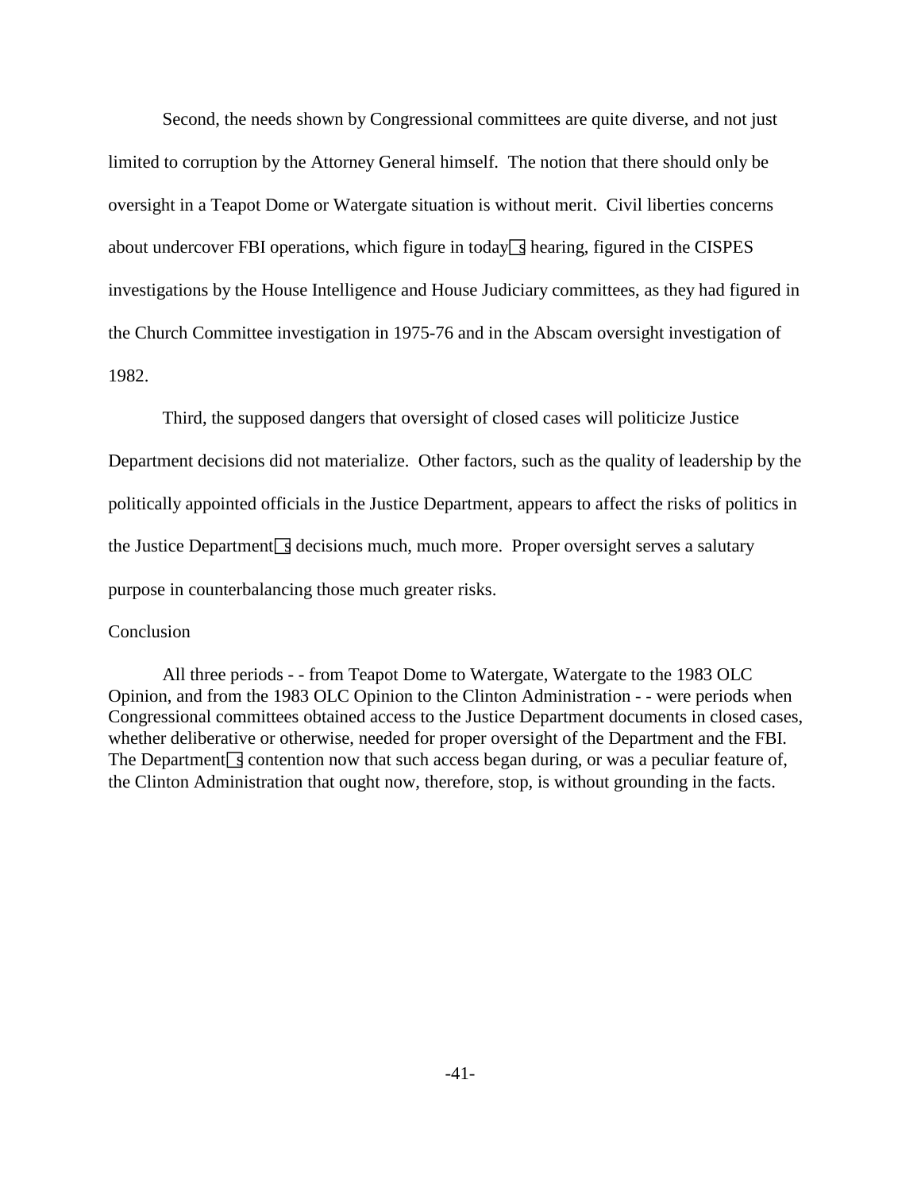Second, the needs shown by Congressional committees are quite diverse, and not just limited to corruption by the Attorney General himself. The notion that there should only be oversight in a Teapot Dome or Watergate situation is without merit. Civil liberties concerns about undercover FBI operations, which figure in today's hearing, figured in the CISPES investigations by the House Intelligence and House Judiciary committees, as they had figured in the Church Committee investigation in 1975-76 and in the Abscam oversight investigation of 1982.

Third, the supposed dangers that oversight of closed cases will politicize Justice Department decisions did not materialize. Other factors, such as the quality of leadership by the politically appointed officials in the Justice Department, appears to affect the risks of politics in the Justice Department's decisions much, much more. Proper oversight serves a salutary purpose in counterbalancing those much greater risks.

Conclusion

All three periods - - from Teapot Dome to Watergate, Watergate to the 1983 OLC Opinion, and from the 1983 OLC Opinion to the Clinton Administration - - were periods when Congressional committees obtained access to the Justice Department documents in closed cases, whether deliberative or otherwise, needed for proper oversight of the Department and the FBI. The Department's contention now that such access began during, or was a peculiar feature of, the Clinton Administration that ought now, therefore, stop, is without grounding in the facts.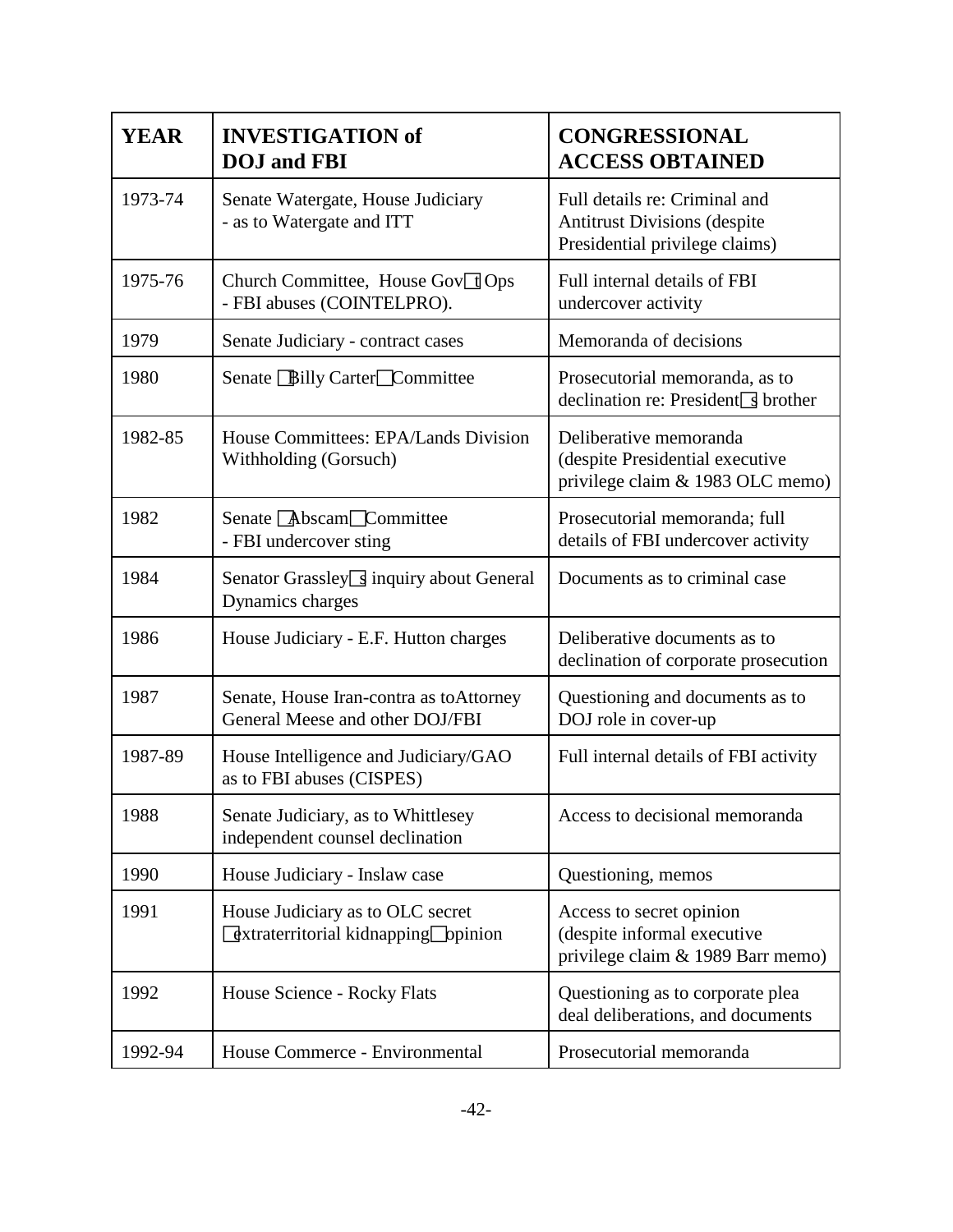| YEAR | INVESTIGATION of DOJ and FBI | CONGRESSIONAL ACCESS OBTAINED |
|---|---|---|
| 1973-74 | Senate Watergate, House Judiciary - as to Watergate and ITT | Full details re: Criminal and Antitrust Divisions (despite Presidential privilege claims) |
| 1975-76 | Church Committee, House Gov't Ops - FBI abuses (COINTELPRO). | Full internal details of FBI undercover activity |
| 1979 | Senate Judiciary - contract cases | Memoranda of decisions |
| 1980 | Senate "Billy Carter" Committee | Prosecutorial memoranda, as to declination re: President's brother |
| 1982-85 | House Committees: EPA/Lands Division Withholding (Gorsuch) | Deliberative memoranda (despite Presidential executive privilege claim & 1983 OLC memo) |
| 1982 | Senate "Abscam" Committee - FBI undercover sting | Prosecutorial memoranda; full details of FBI undercover activity |
| 1984 | Senator Grassley's inquiry about General Dynamics charges | Documents as to criminal case |
| 1986 | House Judiciary - E.F. Hutton charges | Deliberative documents as to declination of corporate prosecution |
| 1987 | Senate, House Iran-contra as toAttorney General Meese and other DOJ/FBI | Questioning and documents as to DOJ role in cover-up |
| 1987-89 | House Intelligence and Judiciary/GAO as to FBI abuses (CISPES) | Full internal details of FBI activity |
| 1988 | Senate Judiciary, as to Whittlesey independent counsel declination | Access to decisional memoranda |
| 1990 | House Judiciary - Inslaw case | Questioning, memos |
| 1991 | House Judiciary as to OLC secret "extraterritorial kidnapping" opinion | Access to secret opinion (despite informal executive privilege claim & 1989 Barr memo) |
| 1992 | House Science - Rocky Flats | Questioning as to corporate plea deal deliberations, and documents |
| 1992-94 | House Commerce - Environmental | Prosecutorial memoranda |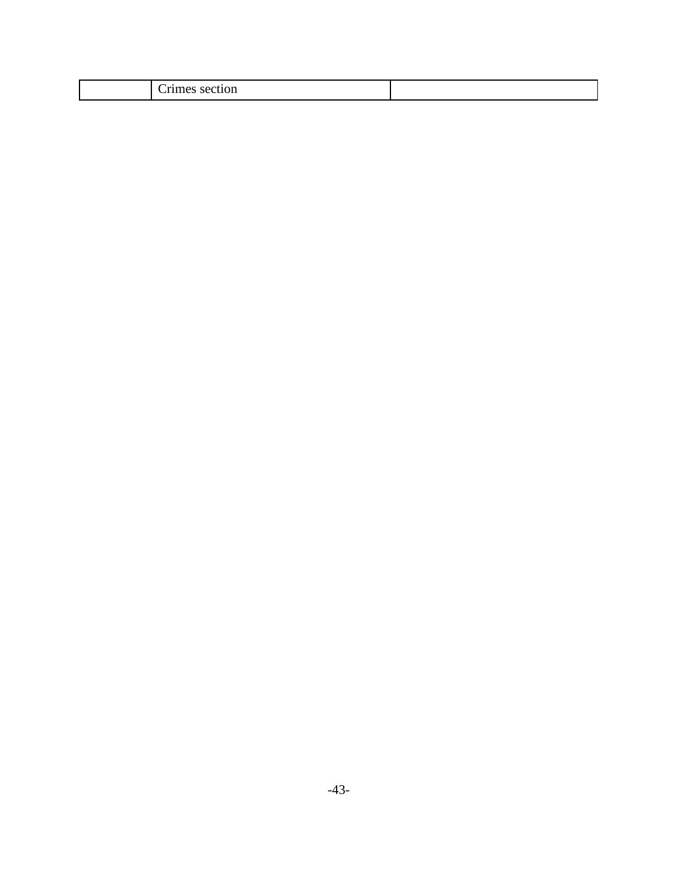| | | |
|---|---|---|
| | Crimes section | |